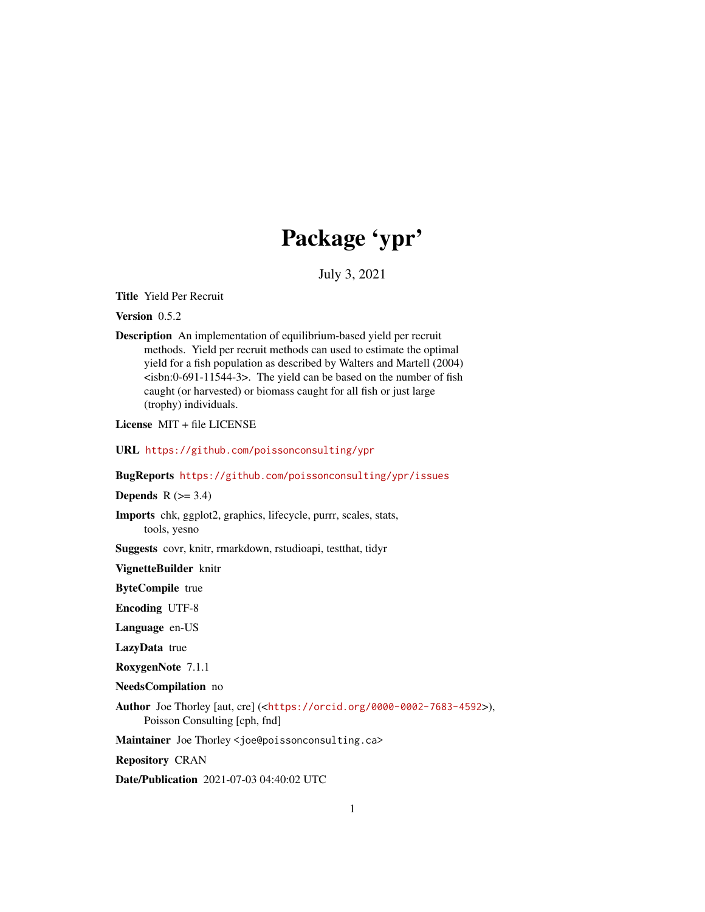# Package 'ypr'

July 3, 2021

**Title** Yield Per Recruit

**Version** 0.5.2

**Description** An implementation of equilibrium-based yield per recruit methods. Yield per recruit methods can used to estimate the optimal yield for a fish population as described by Walters and Martell (2004) <isbn:0-691-11544-3>. The yield can be based on the number of fish caught (or harvested) or biomass caught for all fish or just large (trophy) individuals.

**License** MIT + file LICENSE

**URL** https://github.com/poissonconsulting/ypr

**BugReports** https://github.com/poissonconsulting/ypr/issues

**Depends** R (>= 3.4)

**Imports** chk, ggplot2, graphics, lifecycle, purrr, scales, stats, tools, yesno

**Suggests** covr, knitr, rmarkdown, rstudioapi, testthat, tidyr

**VignetteBuilder** knitr

**ByteCompile** true

**Encoding** UTF-8

**Language** en-US

**LazyData** true

**RoxygenNote** 7.1.1

**NeedsCompilation** no

**Author** Joe Thorley [aut, cre] (<https://orcid.org/0000-0002-7683-4592>), Poisson Consulting [cph, fnd]

**Maintainer** Joe Thorley <joe@poissonconsulting.ca>

**Repository** CRAN

**Date/Publication** 2021-07-03 04:40:02 UTC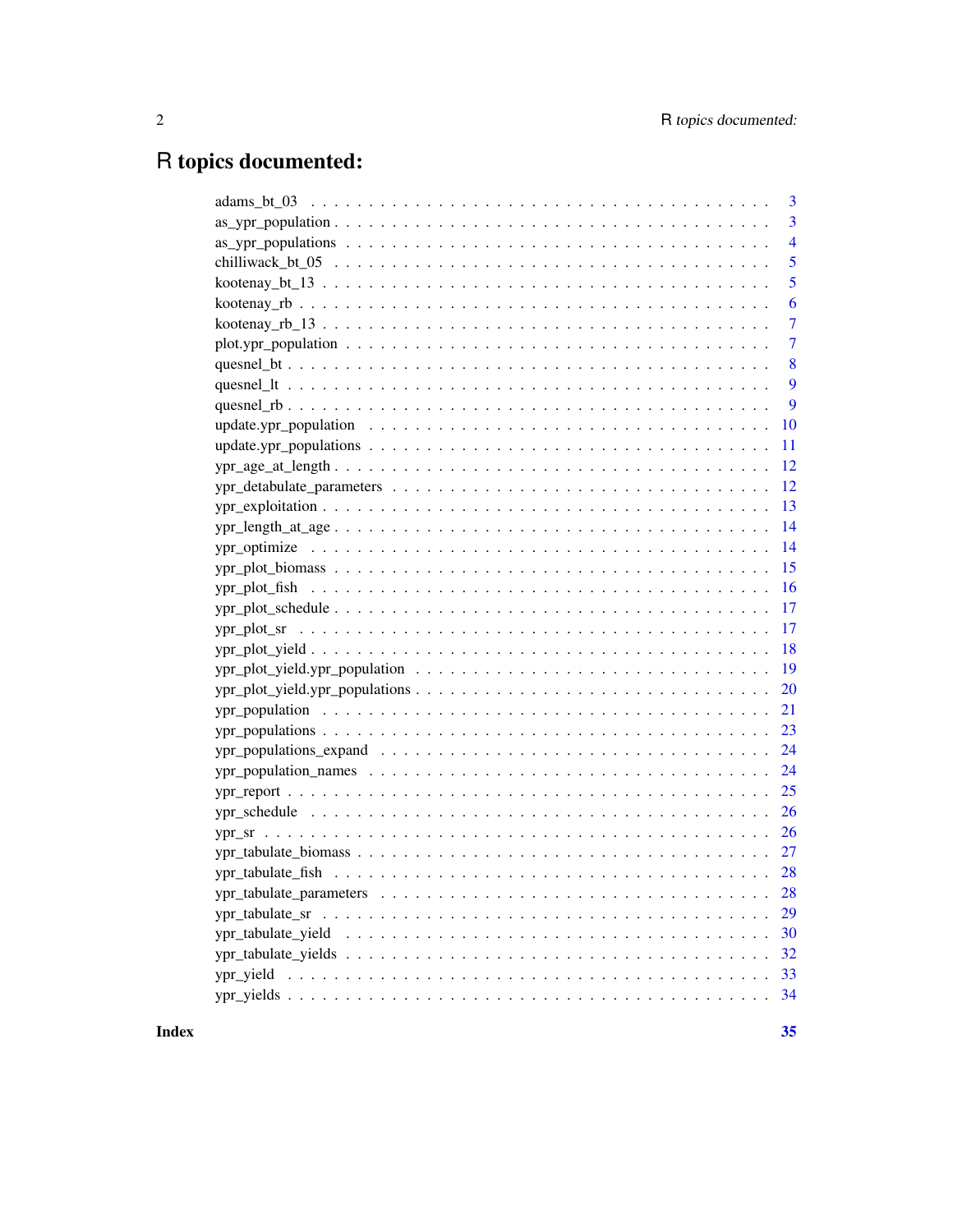# R topics documented:

| | |
|---|---|
| adams_bt_03 | 3 |
| as_ypr_population | 3 |
| as_ypr_populations | 4 |
| chilliwack_bt_05 | 5 |
| kootenay_bt_13 | 5 |
| kootenay_rb | 6 |
| kootenay_rb_13 | 7 |
| plot.ypr_population | 7 |
| quesnel_bt | 8 |
| quesnel_lt | 9 |
| quesnel_rb | 9 |
| update.ypr_population | 10 |
| update.ypr_populations | 11 |
| ypr_age_at_length | 12 |
| ypr_detabulate_parameters | 12 |
| ypr_exploitation | 13 |
| ypr_length_at_age | 14 |
| ypr_optimize | 14 |
| ypr_plot_biomass | 15 |
| ypr_plot_fish | 16 |
| ypr_plot_schedule | 17 |
| ypr_plot_sr | 17 |
| ypr_plot_yield | 18 |
| ypr_plot_yield.ypr_population | 19 |
| ypr_plot_yield.ypr_populations | 20 |
| ypr_population | 21 |
| ypr_populations | 23 |
| ypr_populations_expand | 24 |
| ypr_population_names | 24 |
| ypr_report | 25 |
| ypr_schedule | 26 |
| ypr_sr | 26 |
| ypr_tabulate_biomass | 27 |
| ypr_tabulate_fish | 28 |
| ypr_tabulate_parameters | 28 |
| ypr_tabulate_sr | 29 |
| ypr_tabulate_yield | 30 |
| ypr_tabulate_yields | 32 |
| ypr_yield | 33 |
| ypr_yields | 34 |

**Index** **35**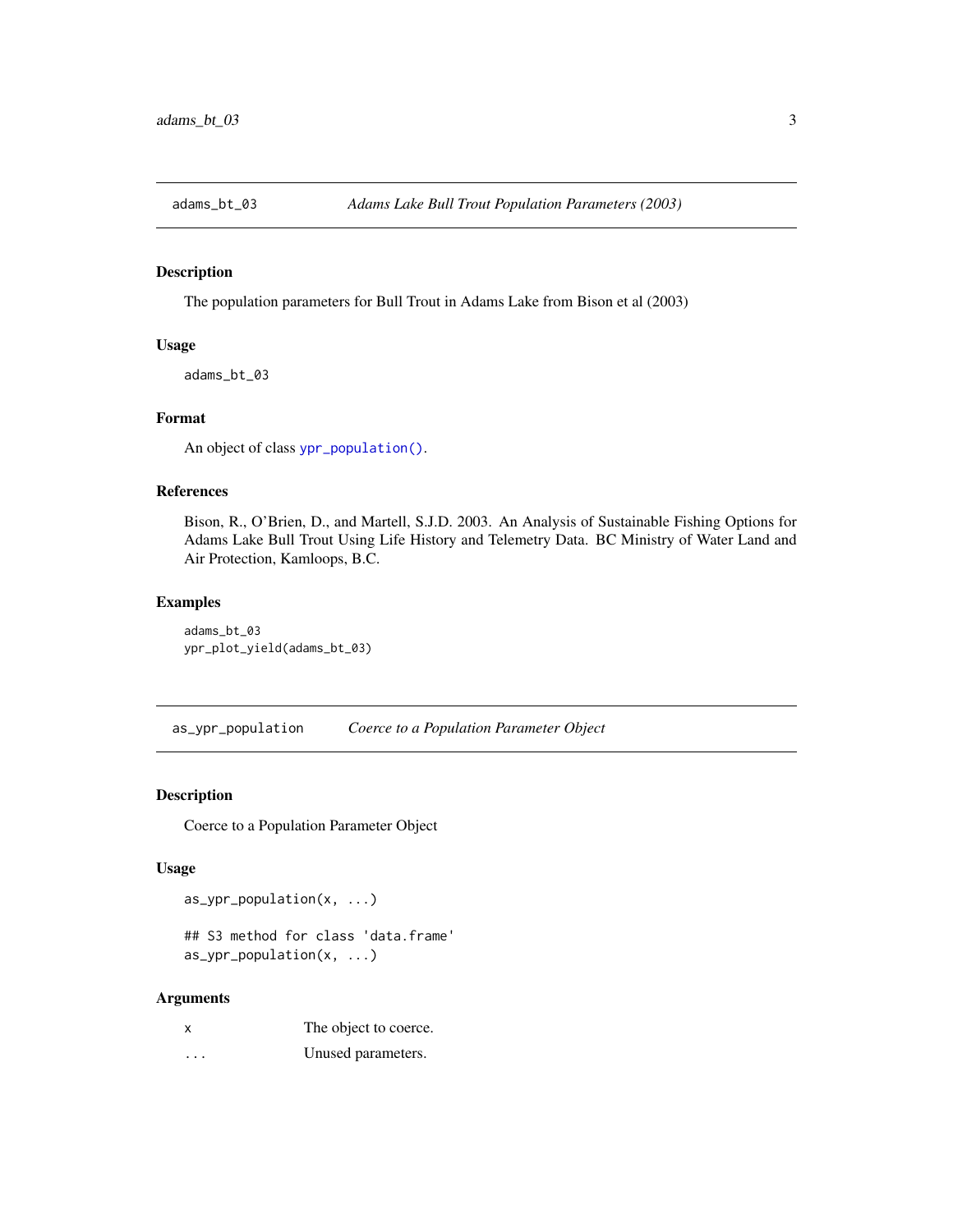## adams_bt_03 — *Adams Lake Bull Trout Population Parameters (2003)*

### Description

The population parameters for Bull Trout in Adams Lake from Bison et al (2003)

### Usage

```
adams_bt_03
```

### Format

An object of class `ypr_population()`.

### References

Bison, R., O'Brien, D., and Martell, S.J.D. 2003. An Analysis of Sustainable Fishing Options for Adams Lake Bull Trout Using Life History and Telemetry Data. BC Ministry of Water Land and Air Protection, Kamloops, B.C.

### Examples

```
adams_bt_03
ypr_plot_yield(adams_bt_03)
```

## as_ypr_population — *Coerce to a Population Parameter Object*

### Description

Coerce to a Population Parameter Object

### Usage

```
as_ypr_population(x, ...)

## S3 method for class 'data.frame'
as_ypr_population(x, ...)
```

### Arguments

| | |
|---|---|
| x | The object to coerce. |
| ... | Unused parameters. |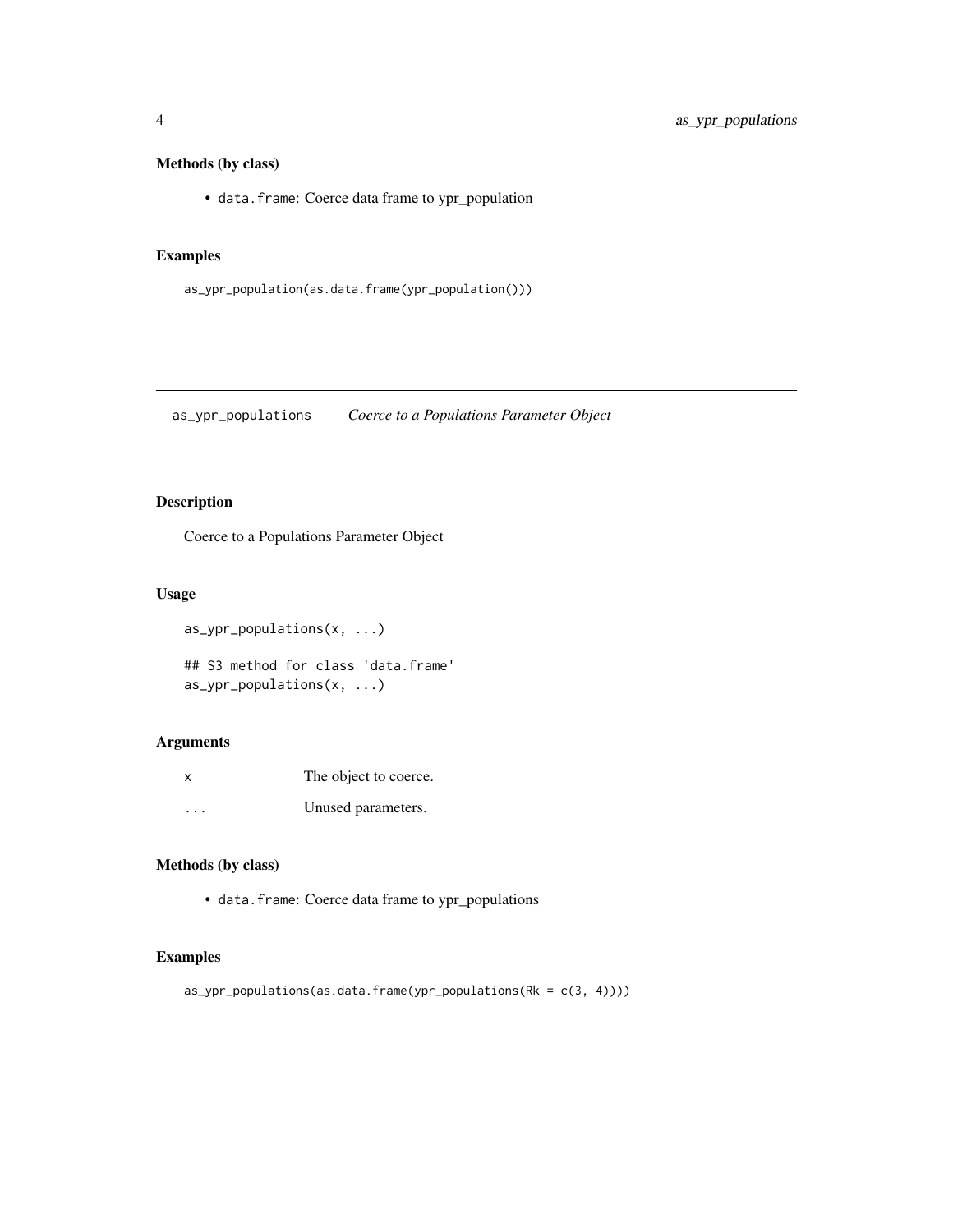### Methods (by class)

- `data.frame`: Coerce data frame to ypr_population

### Examples

```
as_ypr_population(as.data.frame(ypr_population()))
```

---

## as_ypr_populations    *Coerce to a Populations Parameter Object*

---

### Description

Coerce to a Populations Parameter Object

### Usage

```
as_ypr_populations(x, ...)

## S3 method for class 'data.frame'
as_ypr_populations(x, ...)
```

### Arguments

| | |
|---|---|
| x | The object to coerce. |
| ... | Unused parameters. |

### Methods (by class)

- `data.frame`: Coerce data frame to ypr_populations

### Examples

```
as_ypr_populations(as.data.frame(ypr_populations(Rk = c(3, 4))))
```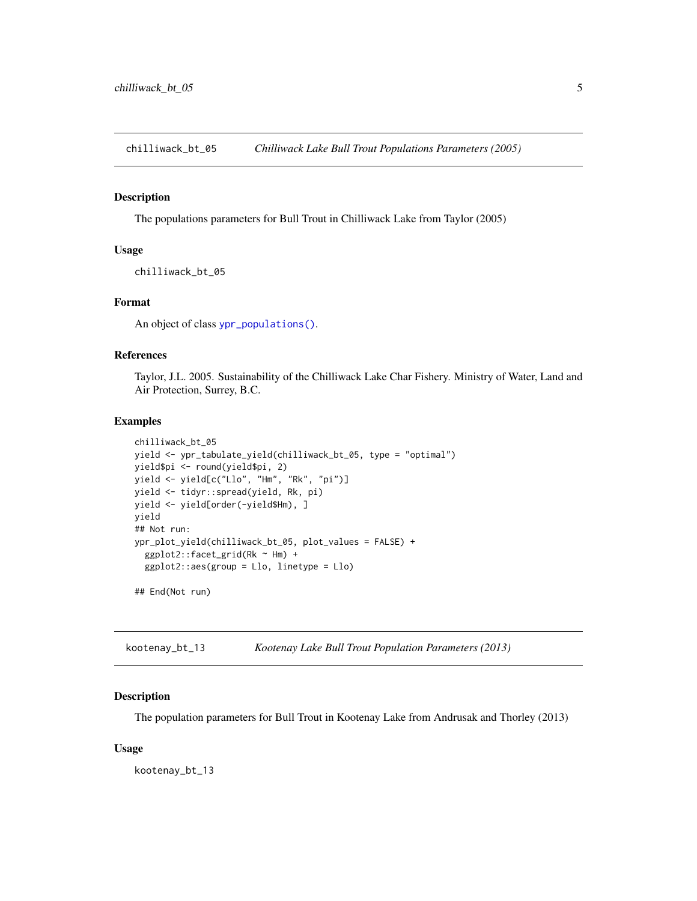## chilliwack_bt_05 — *Chilliwack Lake Bull Trout Populations Parameters (2005)*

### Description

The populations parameters for Bull Trout in Chilliwack Lake from Taylor (2005)

### Usage

```
chilliwack_bt_05
```

### Format

An object of class `ypr_populations()`.

### References

Taylor, J.L. 2005. Sustainability of the Chilliwack Lake Char Fishery. Ministry of Water, Land and Air Protection, Surrey, B.C.

### Examples

```
chilliwack_bt_05
yield <- ypr_tabulate_yield(chilliwack_bt_05, type = "optimal")
yield$pi <- round(yield$pi, 2)
yield <- yield[c("Llo", "Hm", "Rk", "pi")]
yield <- tidyr::spread(yield, Rk, pi)
yield <- yield[order(-yield$Hm), ]
yield
## Not run:
ypr_plot_yield(chilliwack_bt_05, plot_values = FALSE) +
  ggplot2::facet_grid(Rk ~ Hm) +
  ggplot2::aes(group = Llo, linetype = Llo)

## End(Not run)
```

## kootenay_bt_13 — *Kootenay Lake Bull Trout Population Parameters (2013)*

### Description

The population parameters for Bull Trout in Kootenay Lake from Andrusak and Thorley (2013)

### Usage

```
kootenay_bt_13
```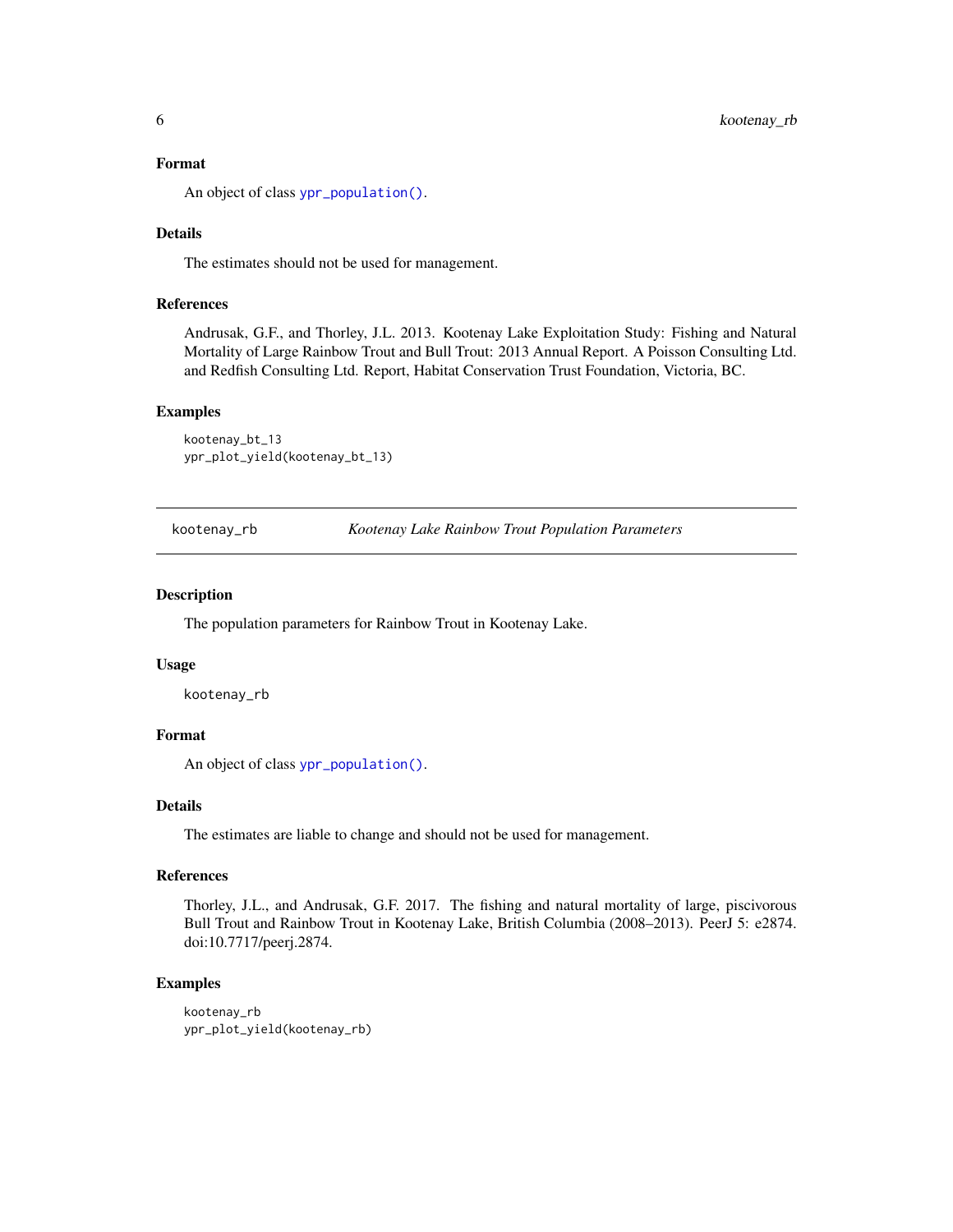### Format

An object of class `ypr_population()`.

### Details

The estimates should not be used for management.

### References

Andrusak, G.F., and Thorley, J.L. 2013. Kootenay Lake Exploitation Study: Fishing and Natural Mortality of Large Rainbow Trout and Bull Trout: 2013 Annual Report. A Poisson Consulting Ltd. and Redfish Consulting Ltd. Report, Habitat Conservation Trust Foundation, Victoria, BC.

### Examples

```
kootenay_bt_13
ypr_plot_yield(kootenay_bt_13)
```

---

## kootenay_rb — *Kootenay Lake Rainbow Trout Population Parameters*

### Description

The population parameters for Rainbow Trout in Kootenay Lake.

### Usage

```
kootenay_rb
```

### Format

An object of class `ypr_population()`.

### Details

The estimates are liable to change and should not be used for management.

### References

Thorley, J.L., and Andrusak, G.F. 2017. The fishing and natural mortality of large, piscivorous Bull Trout and Rainbow Trout in Kootenay Lake, British Columbia (2008–2013). PeerJ 5: e2874. doi:10.7717/peerj.2874.

### Examples

```
kootenay_rb
ypr_plot_yield(kootenay_rb)
```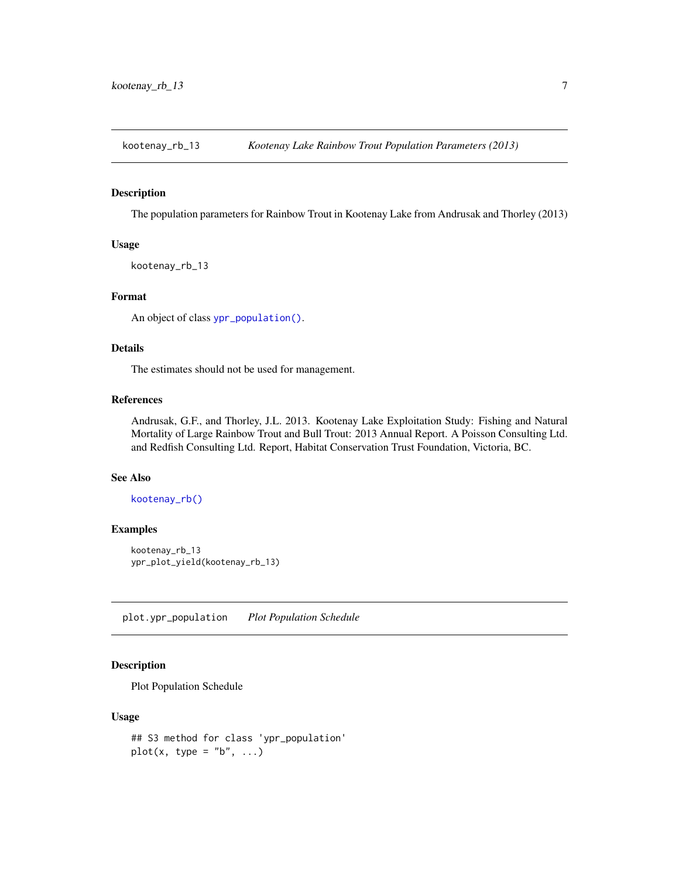## kootenay_rb_13 — *Kootenay Lake Rainbow Trout Population Parameters (2013)*

### Description

The population parameters for Rainbow Trout in Kootenay Lake from Andrusak and Thorley (2013)

### Usage

```
kootenay_rb_13
```

### Format

An object of class `ypr_population()`.

### Details

The estimates should not be used for management.

### References

Andrusak, G.F., and Thorley, J.L. 2013. Kootenay Lake Exploitation Study: Fishing and Natural Mortality of Large Rainbow Trout and Bull Trout: 2013 Annual Report. A Poisson Consulting Ltd. and Redfish Consulting Ltd. Report, Habitat Conservation Trust Foundation, Victoria, BC.

### See Also

`kootenay_rb()`

### Examples

```
kootenay_rb_13
ypr_plot_yield(kootenay_rb_13)
```

## plot.ypr_population — *Plot Population Schedule*

### Description

Plot Population Schedule

### Usage

```
## S3 method for class 'ypr_population'
plot(x, type = "b", ...)
```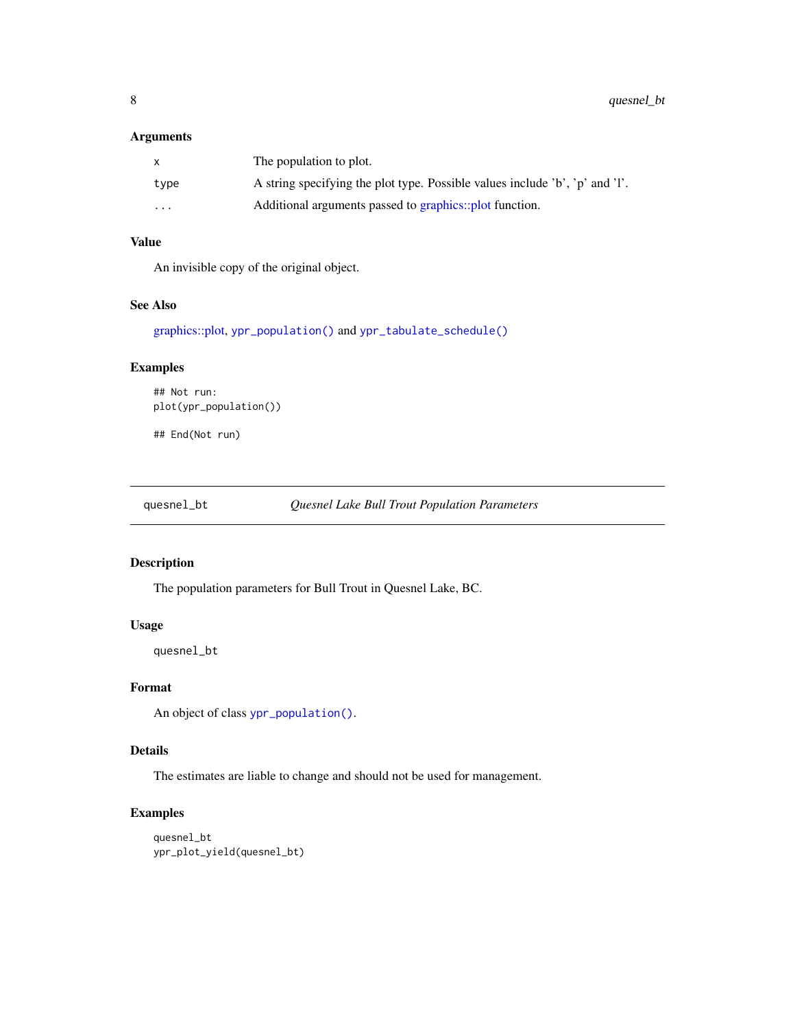### Arguments

| | |
|---|---|
| x | The population to plot. |
| type | A string specifying the plot type. Possible values include 'b', 'p' and 'l'. |
| ... | Additional arguments passed to graphics::plot function. |

### Value

An invisible copy of the original object.

### See Also

graphics::plot, `ypr_population()` and `ypr_tabulate_schedule()`

### Examples

```
## Not run:
plot(ypr_population())

## End(Not run)
```

---

## quesnel_bt — *Quesnel Lake Bull Trout Population Parameters*

### Description

The population parameters for Bull Trout in Quesnel Lake, BC.

### Usage

```
quesnel_bt
```

### Format

An object of class `ypr_population()`.

### Details

The estimates are liable to change and should not be used for management.

### Examples

```
quesnel_bt
ypr_plot_yield(quesnel_bt)
```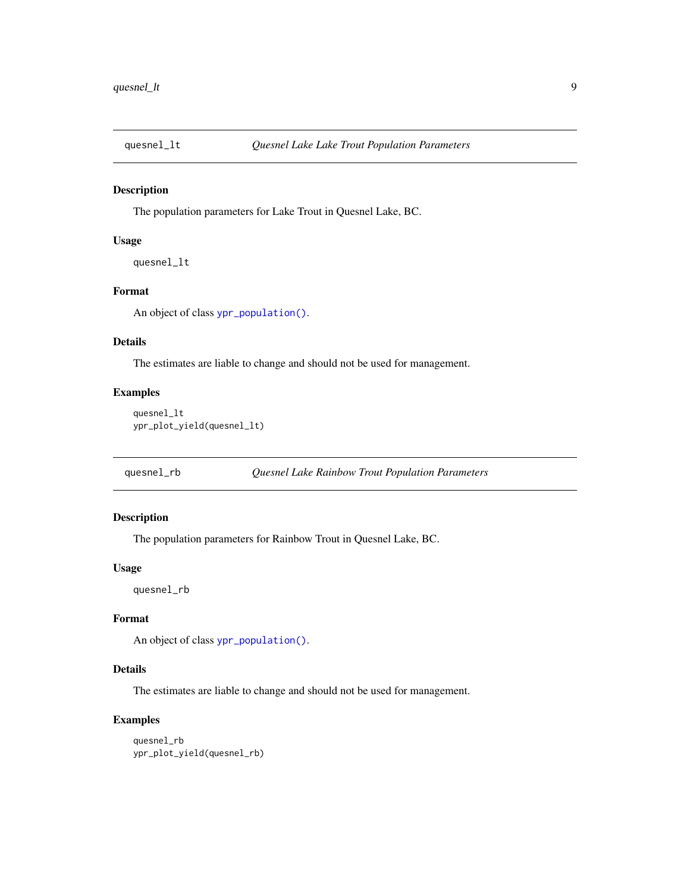## quesnel_lt — *Quesnel Lake Lake Trout Population Parameters*

### Description

The population parameters for Lake Trout in Quesnel Lake, BC.

### Usage

```
quesnel_lt
```

### Format

An object of class `ypr_population()`.

### Details

The estimates are liable to change and should not be used for management.

### Examples

```
quesnel_lt
ypr_plot_yield(quesnel_lt)
```

## quesnel_rb — *Quesnel Lake Rainbow Trout Population Parameters*

### Description

The population parameters for Rainbow Trout in Quesnel Lake, BC.

### Usage

```
quesnel_rb
```

### Format

An object of class `ypr_population()`.

### Details

The estimates are liable to change and should not be used for management.

### Examples

```
quesnel_rb
ypr_plot_yield(quesnel_rb)
```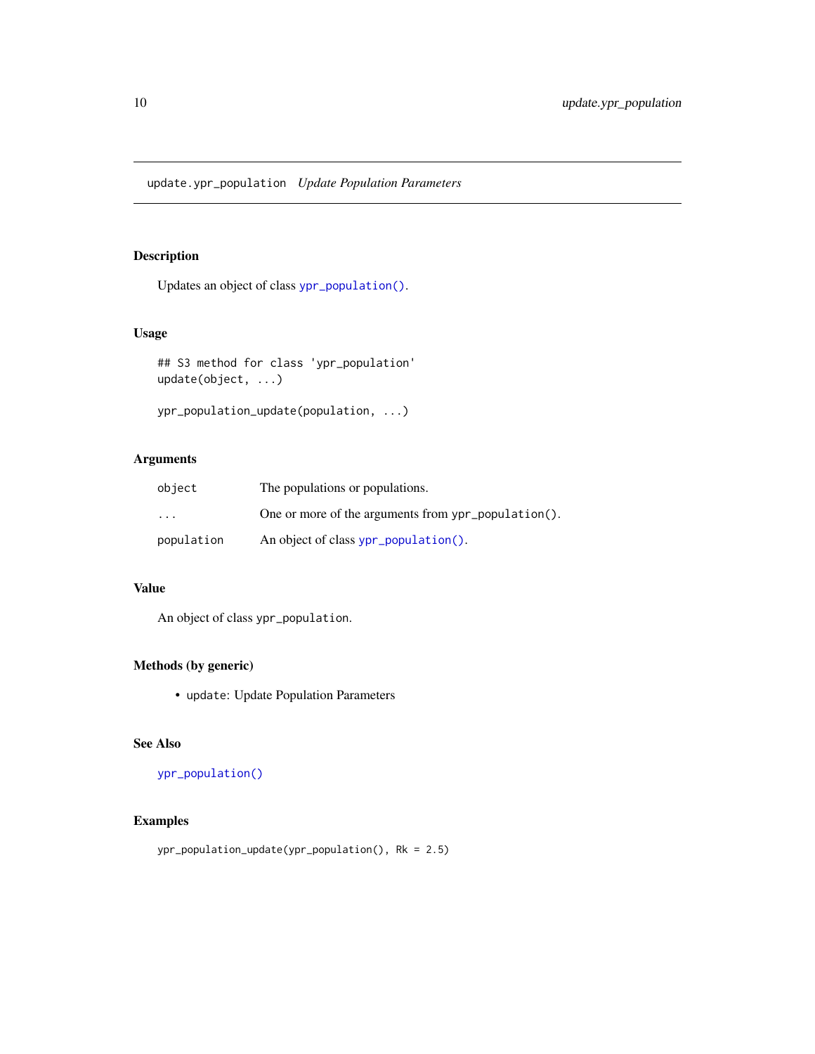# update.ypr_population *Update Population Parameters*

## Description

Updates an object of class `ypr_population()`.

## Usage

```
## S3 method for class 'ypr_population'
update(object, ...)

ypr_population_update(population, ...)
```

## Arguments

| | |
|---|---|
| `object` | The populations or populations. |
| `...` | One or more of the arguments from `ypr_population()`. |
| `population` | An object of class `ypr_population()`. |

## Value

An object of class `ypr_population`.

## Methods (by generic)

- `update`: Update Population Parameters

## See Also

`ypr_population()`

## Examples

```
ypr_population_update(ypr_population(), Rk = 2.5)
```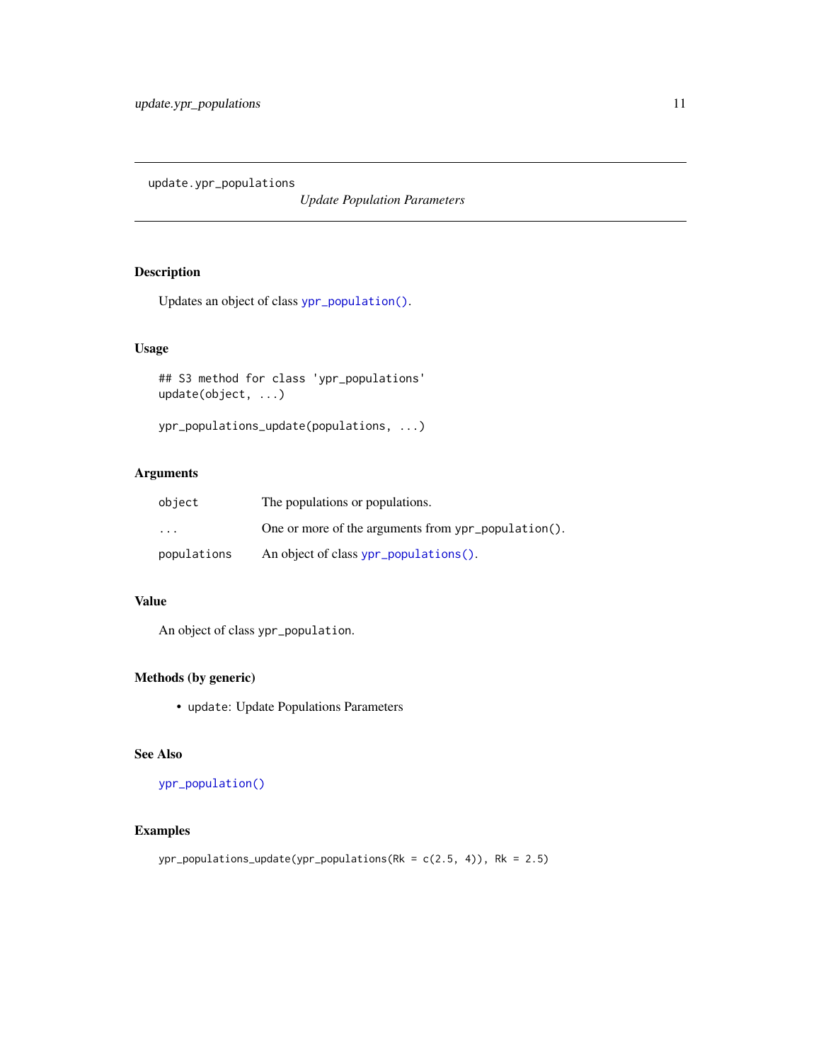# update.ypr_populations

*Update Population Parameters*

## Description

Updates an object of class `ypr_population()`.

## Usage

```
## S3 method for class 'ypr_populations'
update(object, ...)

ypr_populations_update(populations, ...)
```

## Arguments

| | |
|---|---|
| `object` | The populations or populations. |
| `...` | One or more of the arguments from `ypr_population()`. |
| `populations` | An object of class `ypr_populations()`. |

## Value

An object of class `ypr_population`.

## Methods (by generic)

- `update`: Update Populations Parameters

## See Also

`ypr_population()`

## Examples

```
ypr_populations_update(ypr_populations(Rk = c(2.5, 4)), Rk = 2.5)
```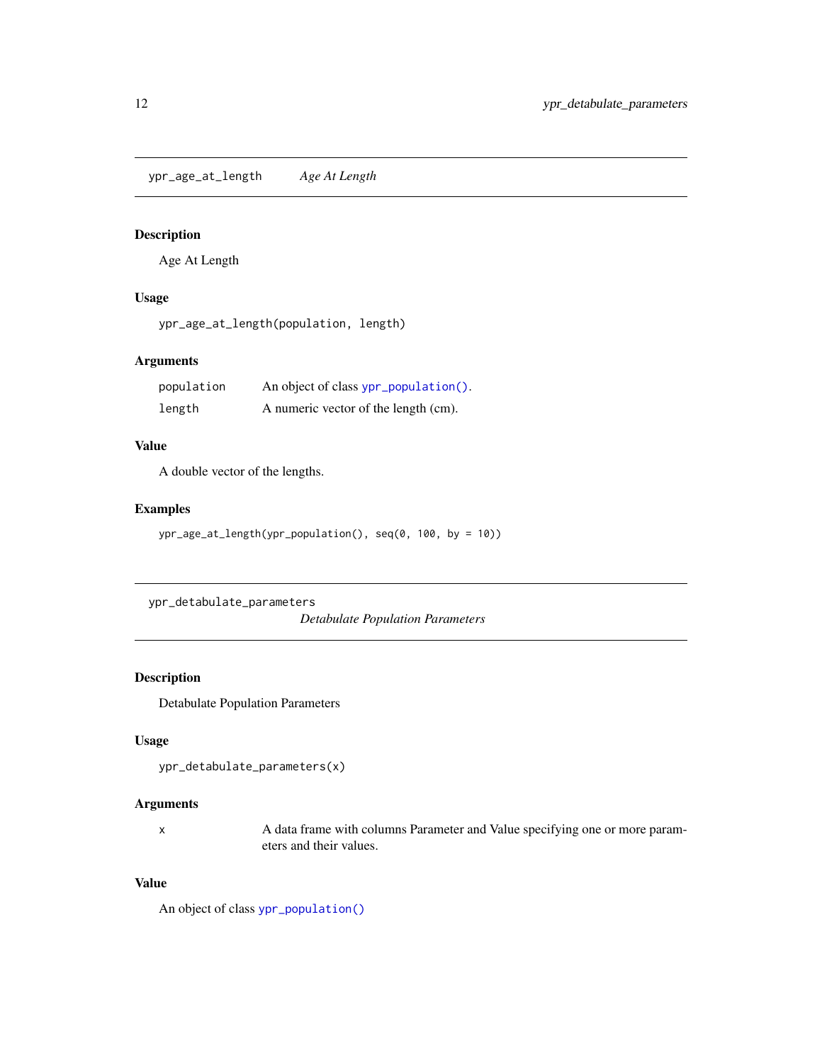## ypr_age_at_length *Age At Length*

### Description

Age At Length

### Usage

```
ypr_age_at_length(population, length)
```

### Arguments

| | |
|---|---|
| population | An object of class `ypr_population()`. |
| length | A numeric vector of the length (cm). |

### Value

A double vector of the lengths.

### Examples

```
ypr_age_at_length(ypr_population(), seq(0, 100, by = 10))
```

## ypr_detabulate_parameters *Detabulate Population Parameters*

### Description

Detabulate Population Parameters

### Usage

```
ypr_detabulate_parameters(x)
```

### Arguments

| | |
|---|---|
| x | A data frame with columns Parameter and Value specifying one or more parameters and their values. |

### Value

An object of class `ypr_population()`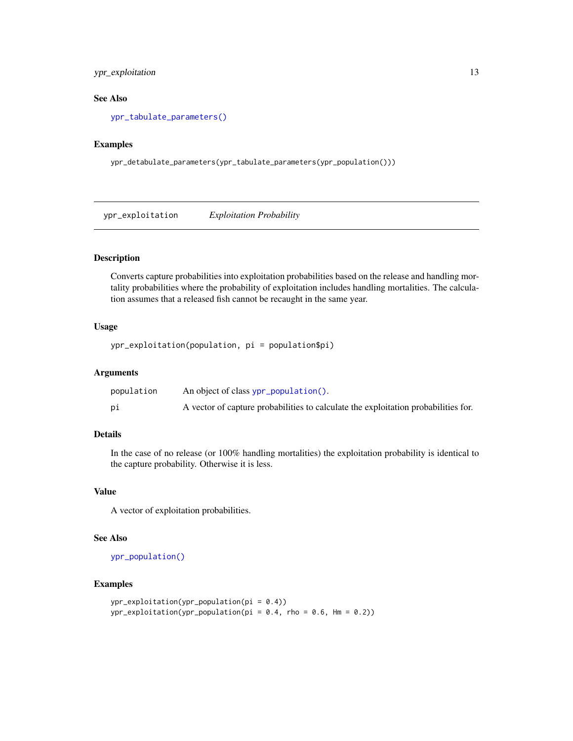## See Also

`ypr_tabulate_parameters()`

## Examples

```
ypr_detabulate_parameters(ypr_tabulate_parameters(ypr_population()))
```

---

# ypr_exploitation *Exploitation Probability*

## Description

Converts capture probabilities into exploitation probabilities based on the release and handling mortality probabilities where the probability of exploitation includes handling mortalities. The calculation assumes that a released fish cannot be recaught in the same year.

## Usage

```
ypr_exploitation(population, pi = population$pi)
```

## Arguments

| | |
|---|---|
| population | An object of class `ypr_population()`. |
| pi | A vector of capture probabilities to calculate the exploitation probabilities for. |

## Details

In the case of no release (or 100% handling mortalities) the exploitation probability is identical to the capture probability. Otherwise it is less.

## Value

A vector of exploitation probabilities.

## See Also

`ypr_population()`

## Examples

```
ypr_exploitation(ypr_population(pi = 0.4))
ypr_exploitation(ypr_population(pi = 0.4, rho = 0.6, Hm = 0.2))
```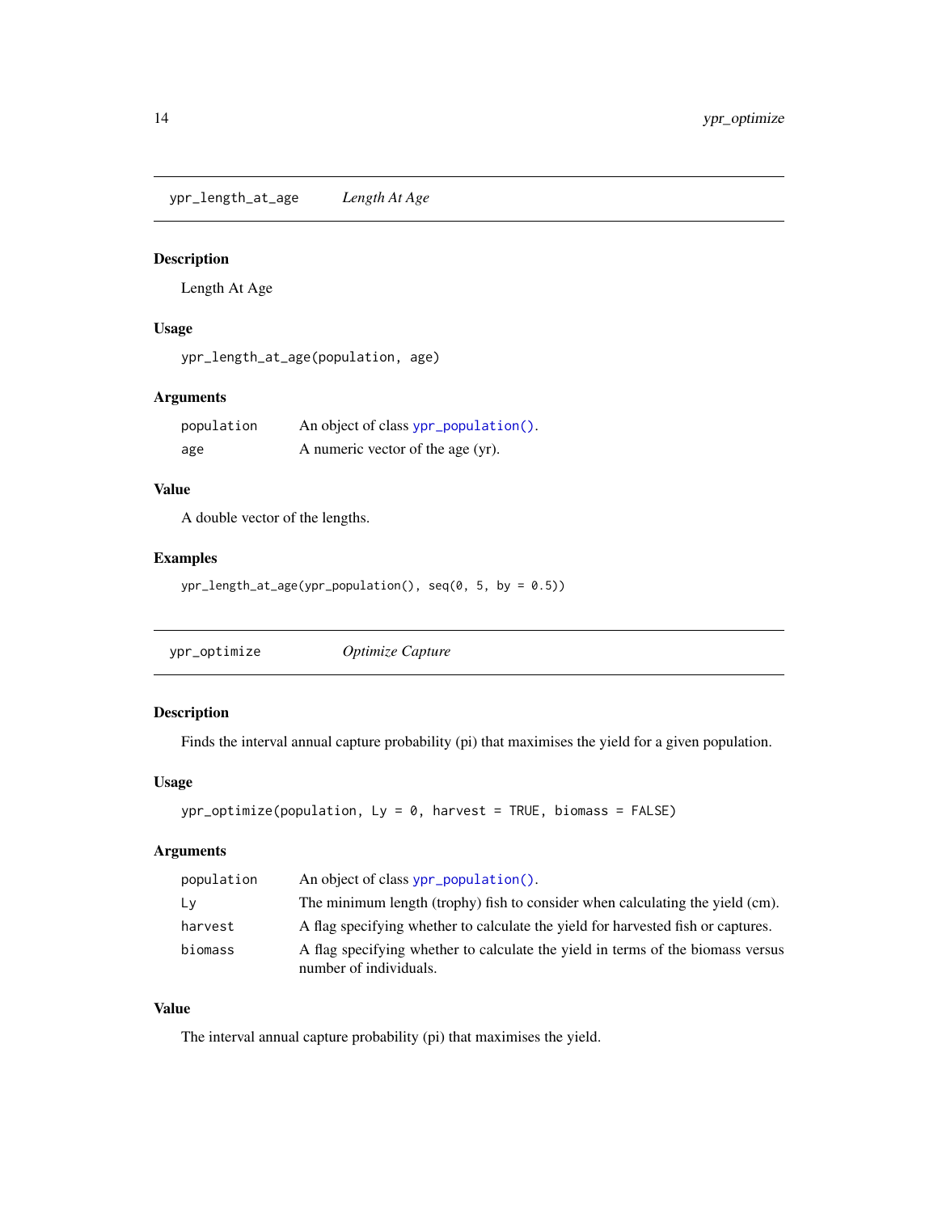## ypr_length_at_age *Length At Age*

### Description

Length At Age

### Usage

```
ypr_length_at_age(population, age)
```

### Arguments

| | |
|---|---|
| population | An object of class ypr_population(). |
| age | A numeric vector of the age (yr). |

### Value

A double vector of the lengths.

### Examples

```
ypr_length_at_age(ypr_population(), seq(0, 5, by = 0.5))
```

## ypr_optimize *Optimize Capture*

### Description

Finds the interval annual capture probability (pi) that maximises the yield for a given population.

### Usage

```
ypr_optimize(population, Ly = 0, harvest = TRUE, biomass = FALSE)
```

### Arguments

| | |
|---|---|
| population | An object of class ypr_population(). |
| Ly | The minimum length (trophy) fish to consider when calculating the yield (cm). |
| harvest | A flag specifying whether to calculate the yield for harvested fish or captures. |
| biomass | A flag specifying whether to calculate the yield in terms of the biomass versus number of individuals. |

### Value

The interval annual capture probability (pi) that maximises the yield.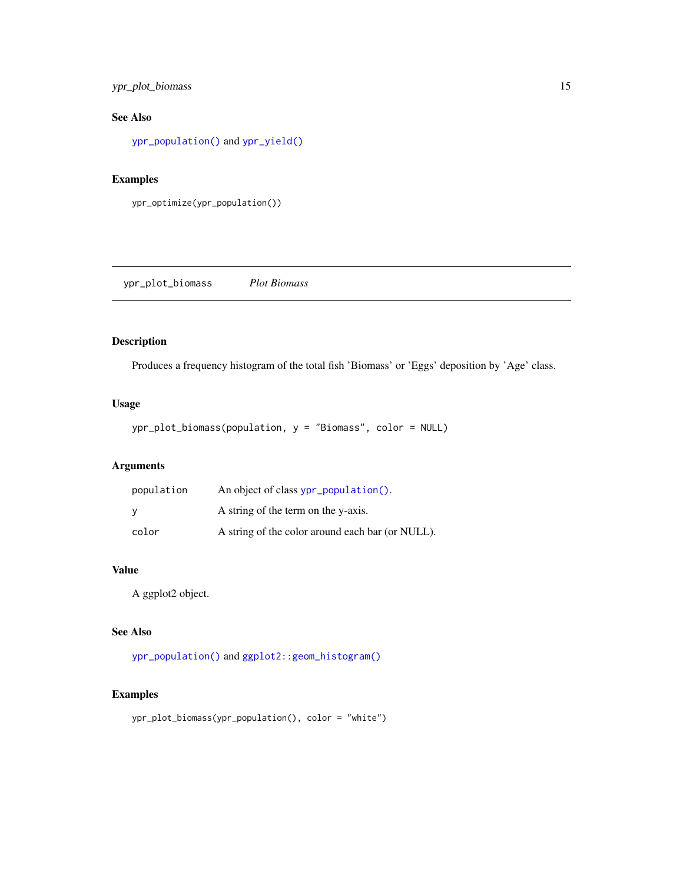## See Also

`ypr_population()` and `ypr_yield()`

## Examples

```
ypr_optimize(ypr_population())
```

---

# ypr_plot_biomass — *Plot Biomass*

## Description

Produces a frequency histogram of the total fish 'Biomass' or 'Eggs' deposition by 'Age' class.

## Usage

```
ypr_plot_biomass(population, y = "Biomass", color = NULL)
```

## Arguments

| | |
|---|---|
| `population` | An object of class `ypr_population()`. |
| `y` | A string of the term on the y-axis. |
| `color` | A string of the color around each bar (or NULL). |

## Value

A ggplot2 object.

## See Also

`ypr_population()` and `ggplot2::geom_histogram()`

## Examples

```
ypr_plot_biomass(ypr_population(), color = "white")
```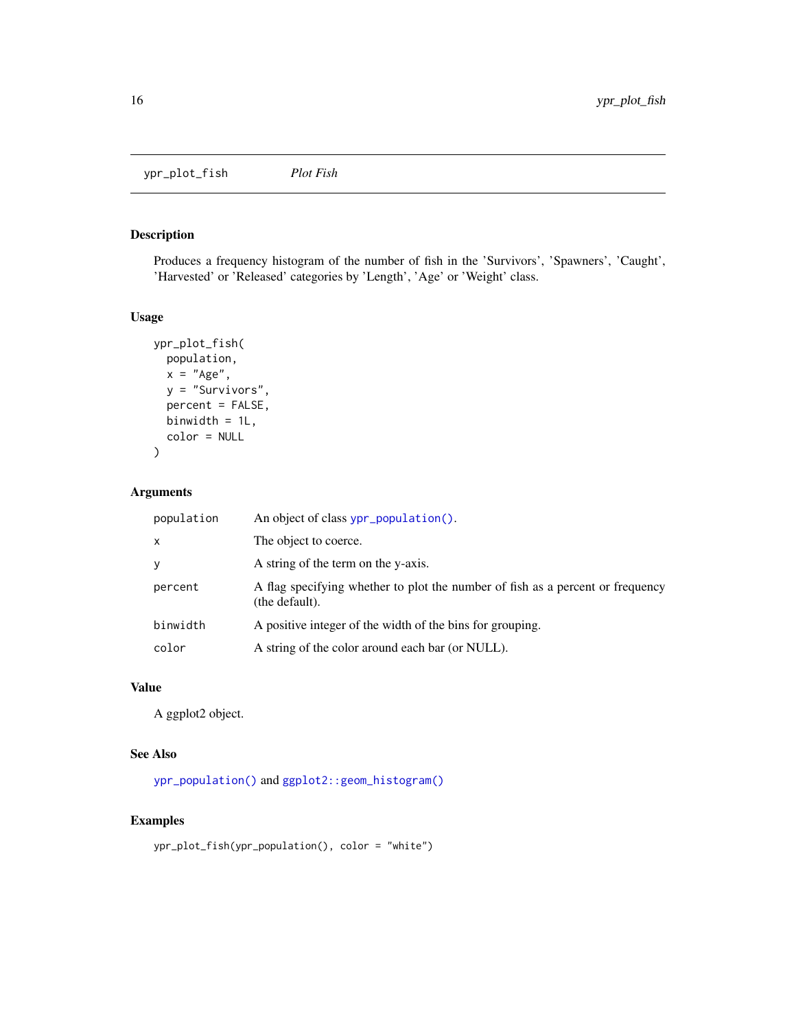ypr_plot_fish        *Plot Fish*

## Description

Produces a frequency histogram of the number of fish in the 'Survivors', 'Spawners', 'Caught', 'Harvested' or 'Released' categories by 'Length', 'Age' or 'Weight' class.

## Usage

```
ypr_plot_fish(
  population,
  x = "Age",
  y = "Survivors",
  percent = FALSE,
  binwidth = 1L,
  color = NULL
)
```

## Arguments

| | |
|---|---|
| population | An object of class ypr_population(). |
| x | The object to coerce. |
| y | A string of the term on the y-axis. |
| percent | A flag specifying whether to plot the number of fish as a percent or frequency (the default). |
| binwidth | A positive integer of the width of the bins for grouping. |
| color | A string of the color around each bar (or NULL). |

## Value

A ggplot2 object.

## See Also

ypr_population() and ggplot2::geom_histogram()

## Examples

```
ypr_plot_fish(ypr_population(), color = "white")
```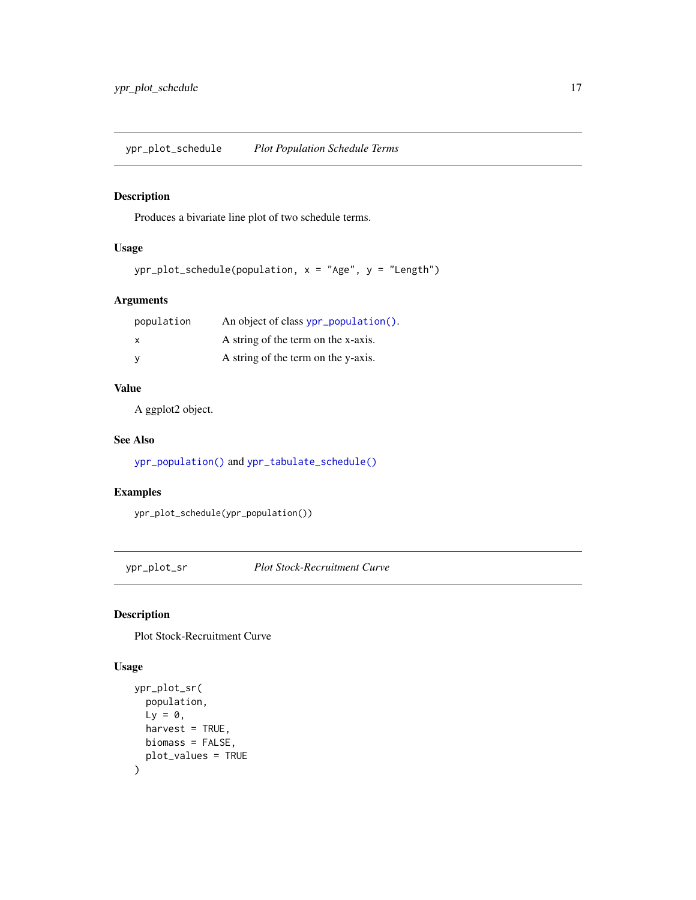## ypr_plot_schedule — *Plot Population Schedule Terms*

### Description

Produces a bivariate line plot of two schedule terms.

### Usage

```
ypr_plot_schedule(population, x = "Age", y = "Length")
```

### Arguments

| | |
|---|---|
| population | An object of class ypr_population(). |
| x | A string of the term on the x-axis. |
| y | A string of the term on the y-axis. |

### Value

A ggplot2 object.

### See Also

ypr_population() and ypr_tabulate_schedule()

### Examples

```
ypr_plot_schedule(ypr_population())
```

## ypr_plot_sr — *Plot Stock-Recruitment Curve*

### Description

Plot Stock-Recruitment Curve

### Usage

```
ypr_plot_sr(
  population,
  Ly = 0,
  harvest = TRUE,
  biomass = FALSE,
  plot_values = TRUE
)
```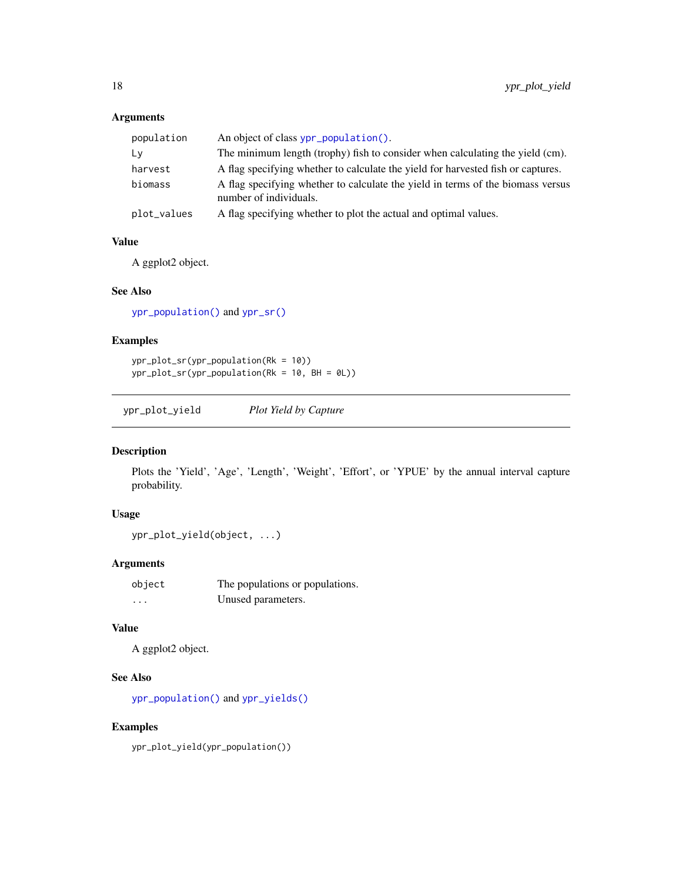### Arguments

| | |
|---|---|
| population | An object of class ypr_population(). |
| Ly | The minimum length (trophy) fish to consider when calculating the yield (cm). |
| harvest | A flag specifying whether to calculate the yield for harvested fish or captures. |
| biomass | A flag specifying whether to calculate the yield in terms of the biomass versus number of individuals. |
| plot_values | A flag specifying whether to plot the actual and optimal values. |

### Value

A ggplot2 object.

### See Also

ypr_population() and ypr_sr()

### Examples

```
ypr_plot_sr(ypr_population(Rk = 10))
ypr_plot_sr(ypr_population(Rk = 10, BH = 0L))
```

---

## ypr_plot_yield *Plot Yield by Capture*

### Description

Plots the 'Yield', 'Age', 'Length', 'Weight', 'Effort', or 'YPUE' by the annual interval capture probability.

### Usage

```
ypr_plot_yield(object, ...)
```

### Arguments

| | |
|---|---|
| object | The populations or populations. |
| ... | Unused parameters. |

### Value

A ggplot2 object.

### See Also

ypr_population() and ypr_yields()

### Examples

```
ypr_plot_yield(ypr_population())
```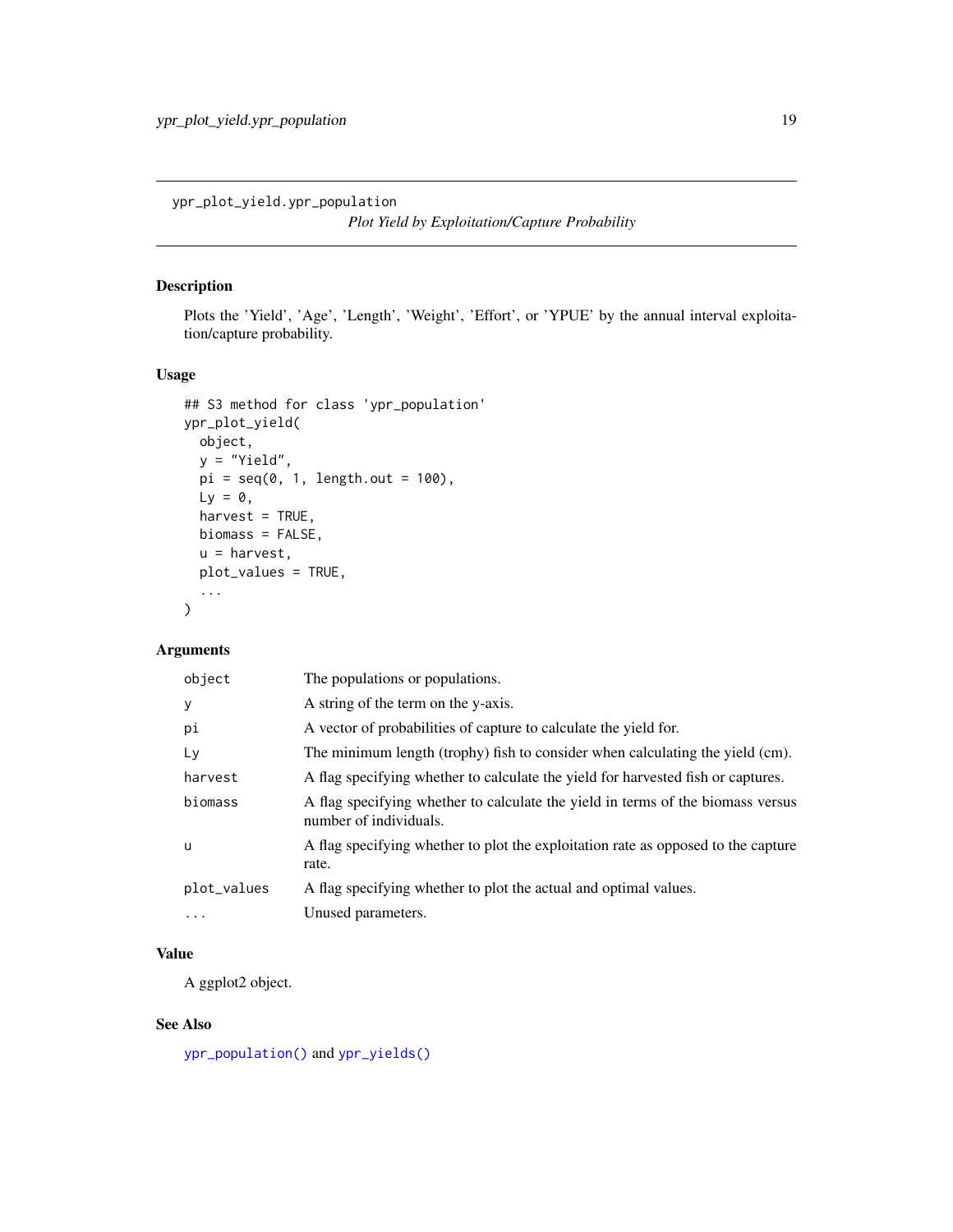# ypr_plot_yield.ypr_population

*Plot Yield by Exploitation/Capture Probability*

## Description

Plots the 'Yield', 'Age', 'Length', 'Weight', 'Effort', or 'YPUE' by the annual interval exploitation/capture probability.

## Usage

```
## S3 method for class 'ypr_population'
ypr_plot_yield(
  object,
  y = "Yield",
  pi = seq(0, 1, length.out = 100),
  Ly = 0,
  harvest = TRUE,
  biomass = FALSE,
  u = harvest,
  plot_values = TRUE,
  ...
)
```

## Arguments

| | |
|---|---|
| `object` | The populations or populations. |
| `y` | A string of the term on the y-axis. |
| `pi` | A vector of probabilities of capture to calculate the yield for. |
| `Ly` | The minimum length (trophy) fish to consider when calculating the yield (cm). |
| `harvest` | A flag specifying whether to calculate the yield for harvested fish or captures. |
| `biomass` | A flag specifying whether to calculate the yield in terms of the biomass versus number of individuals. |
| `u` | A flag specifying whether to plot the exploitation rate as opposed to the capture rate. |
| `plot_values` | A flag specifying whether to plot the actual and optimal values. |
| `...` | Unused parameters. |

## Value

A ggplot2 object.

## See Also

`ypr_population()` and `ypr_yields()`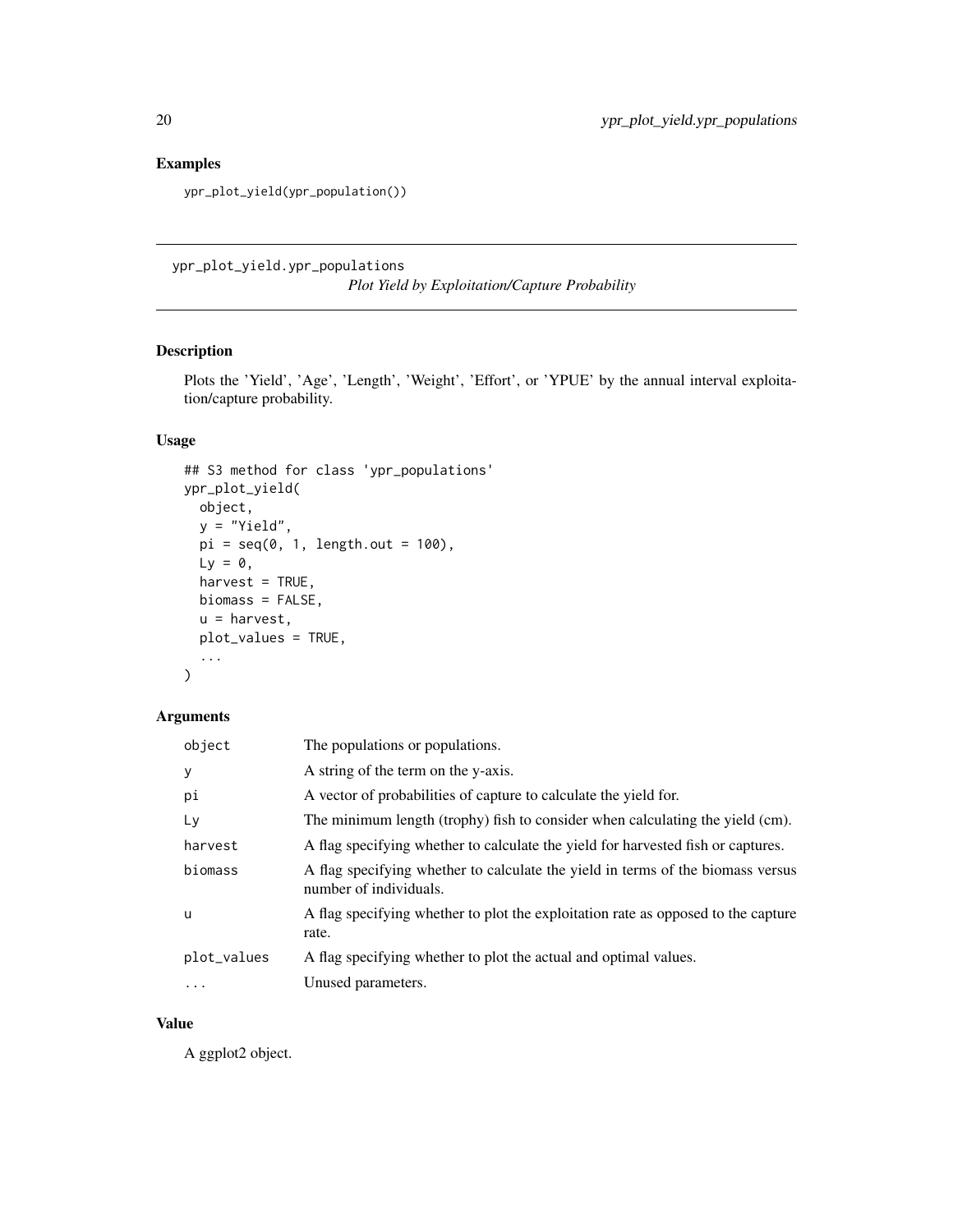## Examples

```
ypr_plot_yield(ypr_population())
```

---

## ypr_plot_yield.ypr_populations

*Plot Yield by Exploitation/Capture Probability*

---

### Description

Plots the 'Yield', 'Age', 'Length', 'Weight', 'Effort', or 'YPUE' by the annual interval exploitation/capture probability.

### Usage

```
## S3 method for class 'ypr_populations'
ypr_plot_yield(
  object,
  y = "Yield",
  pi = seq(0, 1, length.out = 100),
  Ly = 0,
  harvest = TRUE,
  biomass = FALSE,
  u = harvest,
  plot_values = TRUE,
  ...
)
```

### Arguments

| | |
|---|---|
| `object` | The populations or populations. |
| `y` | A string of the term on the y-axis. |
| `pi` | A vector of probabilities of capture to calculate the yield for. |
| `Ly` | The minimum length (trophy) fish to consider when calculating the yield (cm). |
| `harvest` | A flag specifying whether to calculate the yield for harvested fish or captures. |
| `biomass` | A flag specifying whether to calculate the yield in terms of the biomass versus number of individuals. |
| `u` | A flag specifying whether to plot the exploitation rate as opposed to the capture rate. |
| `plot_values` | A flag specifying whether to plot the actual and optimal values. |
| `...` | Unused parameters. |

### Value

A ggplot2 object.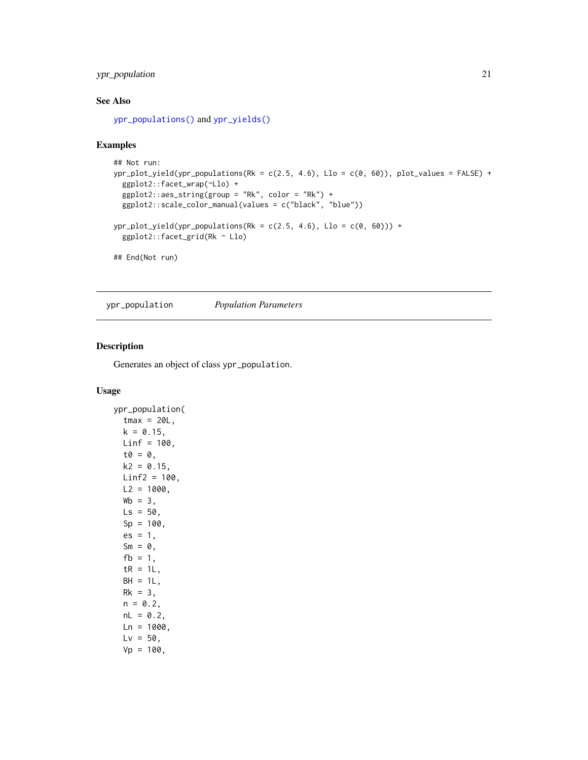## See Also

ypr_populations() and ypr_yields()

## Examples

```
## Not run:
ypr_plot_yield(ypr_populations(Rk = c(2.5, 4.6), Llo = c(0, 60)), plot_values = FALSE) +
  ggplot2::facet_wrap(~Llo) +
  ggplot2::aes_string(group = "Rk", color = "Rk") +
  ggplot2::scale_color_manual(values = c("black", "blue"))

ypr_plot_yield(ypr_populations(Rk = c(2.5, 4.6), Llo = c(0, 60))) +
  ggplot2::facet_grid(Rk ~ Llo)

## End(Not run)
```

---

# ypr_population *Population Parameters*

## Description

Generates an object of class ypr_population.

## Usage

```
ypr_population(
  tmax = 20L,
  k = 0.15,
  Linf = 100,
  t0 = 0,
  k2 = 0.15,
  Linf2 = 100,
  L2 = 1000,
  Wb = 3,
  Ls = 50,
  Sp = 100,
  es = 1,
  Sm = 0,
  fb = 1,
  tR = 1L,
  BH = 1L,
  Rk = 3,
  n = 0.2,
  nL = 0.2,
  Ln = 1000,
  Lv = 50,
  Vp = 100,
```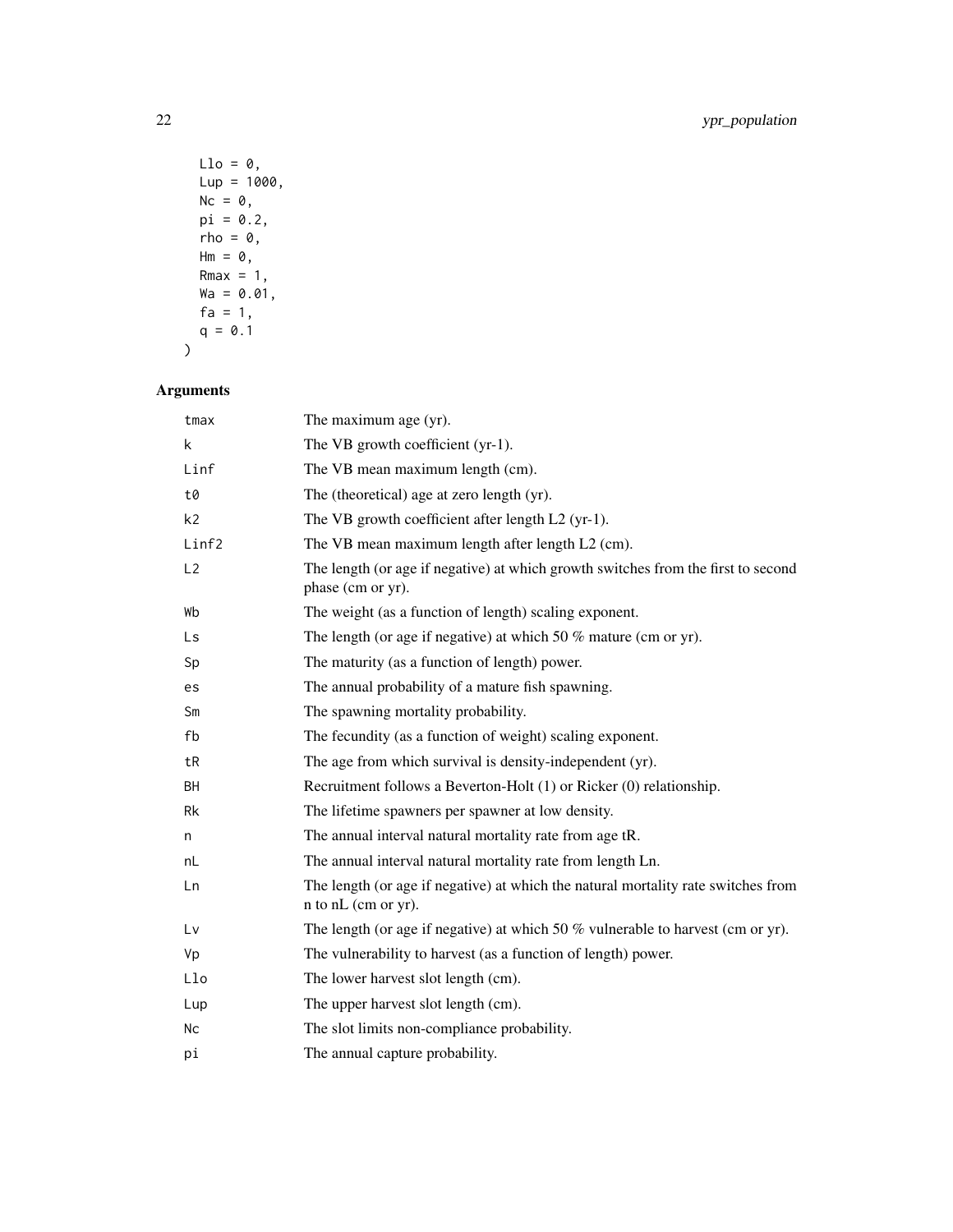```
  Llo = 0,
  Lup = 1000,
  Nc = 0,
  pi = 0.2,
  rho = 0,
  Hm = 0,
  Rmax = 1,
  Wa = 0.01,
  fa = 1,
  q = 0.1
)
```

## Arguments

| | |
|---|---|
| tmax | The maximum age (yr). |
| k | The VB growth coefficient (yr-1). |
| Linf | The VB mean maximum length (cm). |
| t0 | The (theoretical) age at zero length (yr). |
| k2 | The VB growth coefficient after length L2 (yr-1). |
| Linf2 | The VB mean maximum length after length L2 (cm). |
| L2 | The length (or age if negative) at which growth switches from the first to second phase (cm or yr). |
| Wb | The weight (as a function of length) scaling exponent. |
| Ls | The length (or age if negative) at which 50 % mature (cm or yr). |
| Sp | The maturity (as a function of length) power. |
| es | The annual probability of a mature fish spawning. |
| Sm | The spawning mortality probability. |
| fb | The fecundity (as a function of weight) scaling exponent. |
| tR | The age from which survival is density-independent (yr). |
| BH | Recruitment follows a Beverton-Holt (1) or Ricker (0) relationship. |
| Rk | The lifetime spawners per spawner at low density. |
| n | The annual interval natural mortality rate from age tR. |
| nL | The annual interval natural mortality rate from length Ln. |
| Ln | The length (or age if negative) at which the natural mortality rate switches from n to nL (cm or yr). |
| Lv | The length (or age if negative) at which 50 % vulnerable to harvest (cm or yr). |
| Vp | The vulnerability to harvest (as a function of length) power. |
| Llo | The lower harvest slot length (cm). |
| Lup | The upper harvest slot length (cm). |
| Nc | The slot limits non-compliance probability. |
| pi | The annual capture probability. |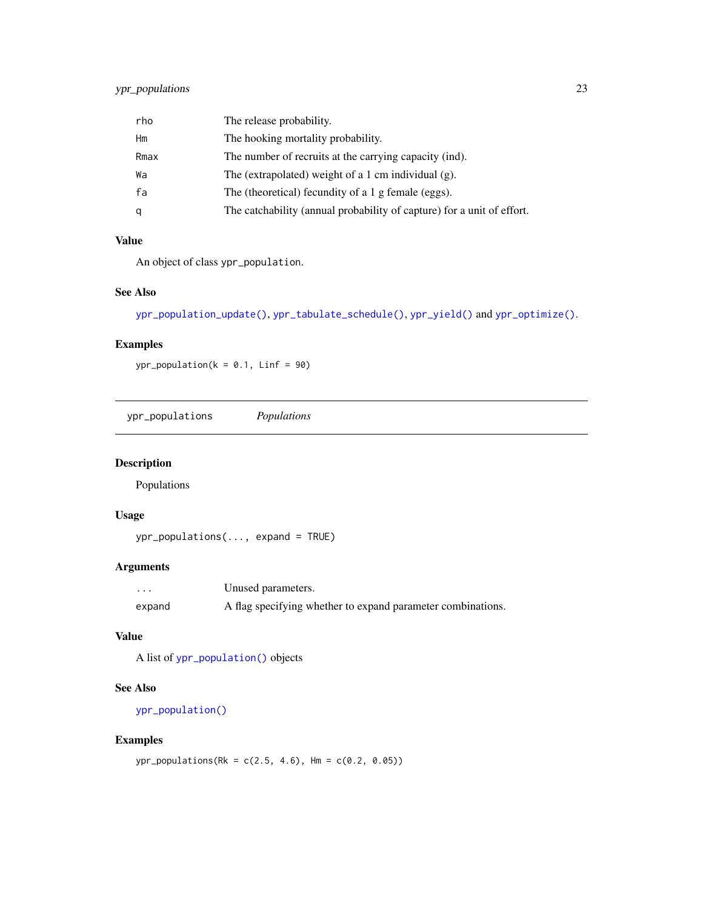| | |
|---|---|
| rho | The release probability. |
| Hm | The hooking mortality probability. |
| Rmax | The number of recruits at the carrying capacity (ind). |
| Wa | The (extrapolated) weight of a 1 cm individual (g). |
| fa | The (theoretical) fecundity of a 1 g female (eggs). |
| q | The catchability (annual probability of capture) for a unit of effort. |

### Value

An object of class `ypr_population`.

### See Also

`ypr_population_update()`, `ypr_tabulate_schedule()`, `ypr_yield()` and `ypr_optimize()`.

### Examples

```
ypr_population(k = 0.1, Linf = 90)
```

---

## ypr_populations *Populations*

---

### Description

Populations

### Usage

```
ypr_populations(..., expand = TRUE)
```

### Arguments

| | |
|---|---|
| ... | Unused parameters. |
| expand | A flag specifying whether to expand parameter combinations. |

### Value

A list of `ypr_population()` objects

### See Also

`ypr_population()`

### Examples

```
ypr_populations(Rk = c(2.5, 4.6), Hm = c(0.2, 0.05))
```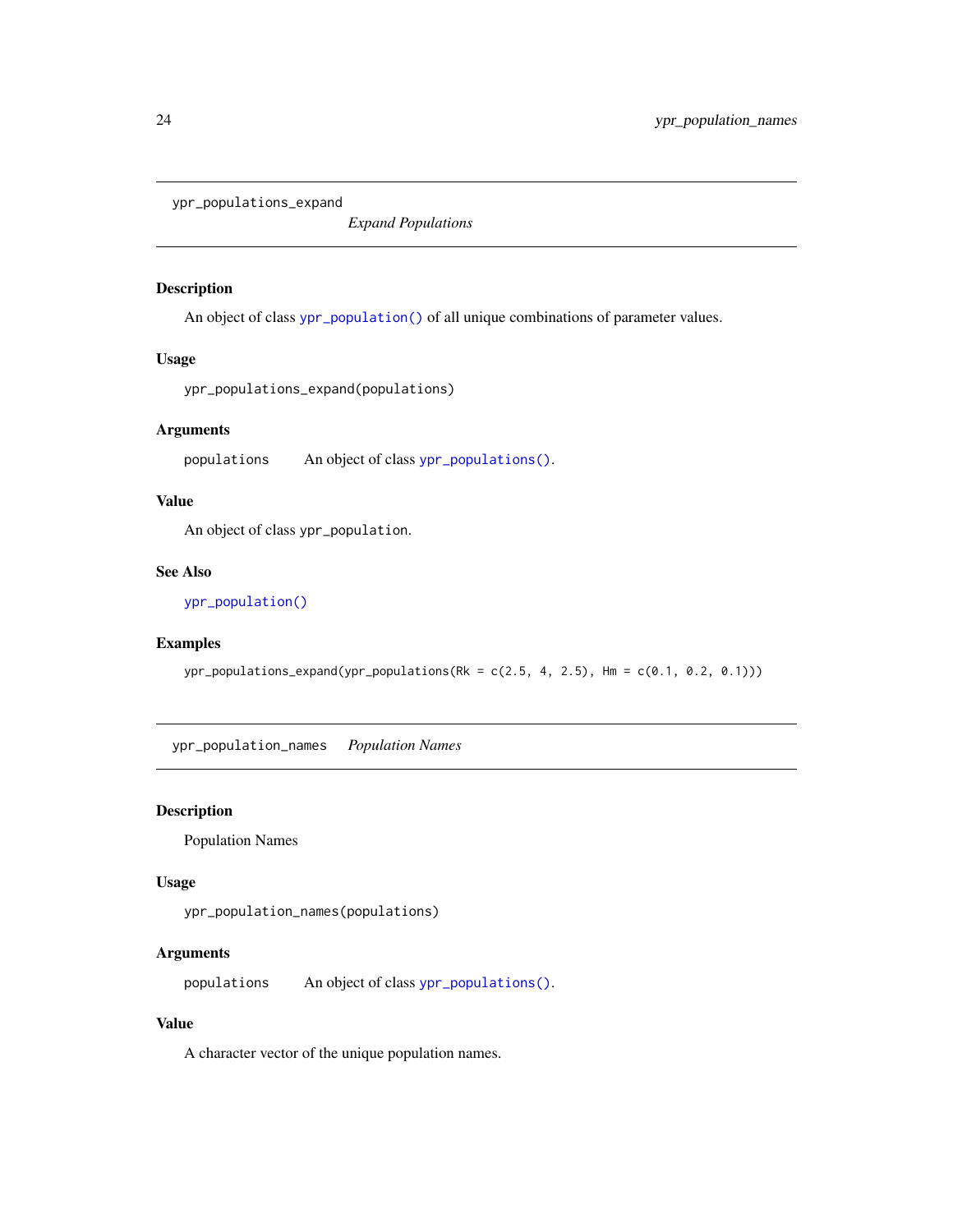## ypr_populations_expand

*Expand Populations*

### Description

An object of class `ypr_population()` of all unique combinations of parameter values.

### Usage

```
ypr_populations_expand(populations)
```

### Arguments

| | |
|---|---|
| populations | An object of class `ypr_populations()`. |

### Value

An object of class `ypr_population`.

### See Also

`ypr_population()`

### Examples

```
ypr_populations_expand(ypr_populations(Rk = c(2.5, 4, 2.5), Hm = c(0.1, 0.2, 0.1)))
```

## ypr_population_names

*Population Names*

### Description

Population Names

### Usage

```
ypr_population_names(populations)
```

### Arguments

| | |
|---|---|
| populations | An object of class `ypr_populations()`. |

### Value

A character vector of the unique population names.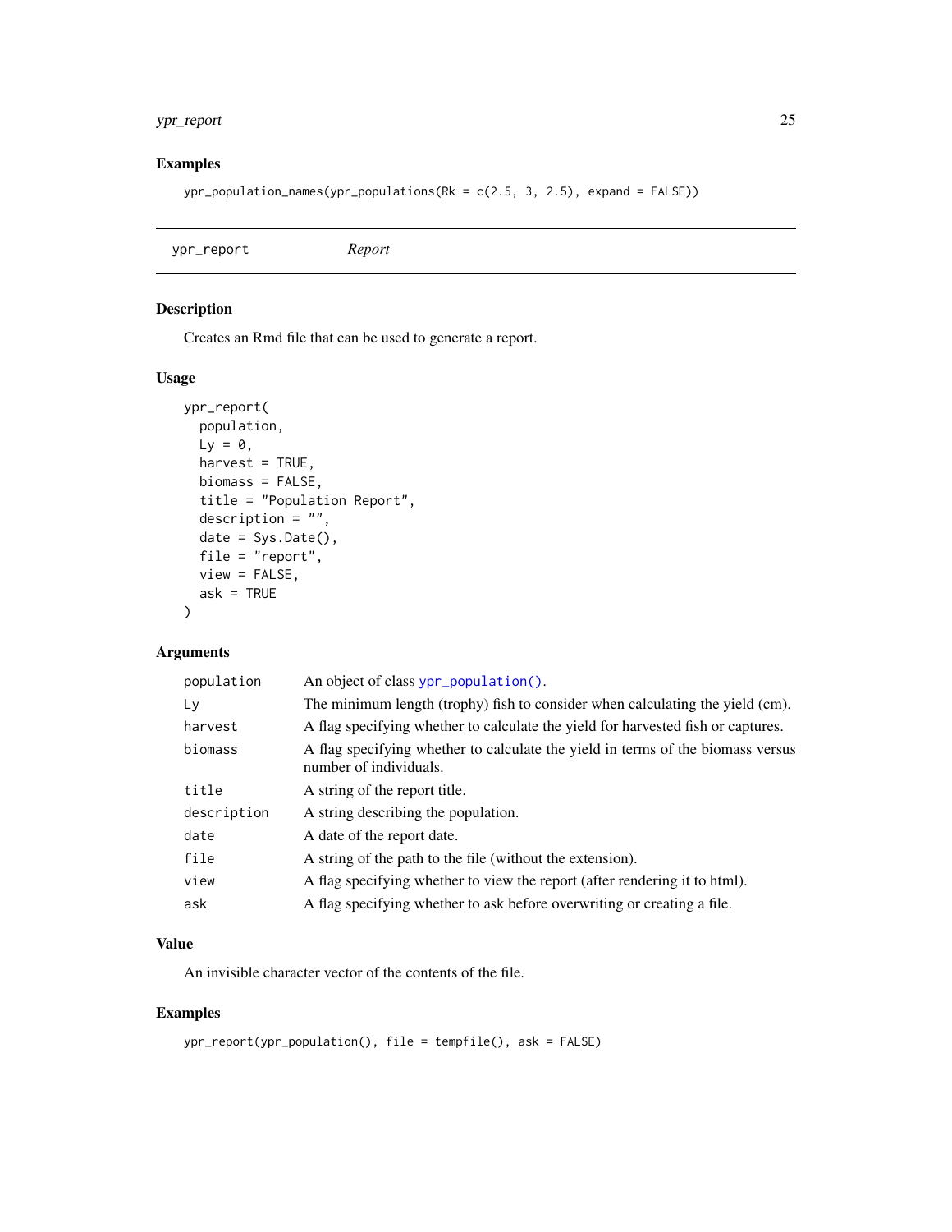## Examples

```
ypr_population_names(ypr_populations(Rk = c(2.5, 3, 2.5), expand = FALSE))
```

---

## ypr_report *Report*

### Description

Creates an Rmd file that can be used to generate a report.

### Usage

```
ypr_report(
  population,
  Ly = 0,
  harvest = TRUE,
  biomass = FALSE,
  title = "Population Report",
  description = "",
  date = Sys.Date(),
  file = "report",
  view = FALSE,
  ask = TRUE
)
```

### Arguments

| | |
|---|---|
| `population` | An object of class `ypr_population()`. |
| `Ly` | The minimum length (trophy) fish to consider when calculating the yield (cm). |
| `harvest` | A flag specifying whether to calculate the yield for harvested fish or captures. |
| `biomass` | A flag specifying whether to calculate the yield in terms of the biomass versus number of individuals. |
| `title` | A string of the report title. |
| `description` | A string describing the population. |
| `date` | A date of the report date. |
| `file` | A string of the path to the file (without the extension). |
| `view` | A flag specifying whether to view the report (after rendering it to html). |
| `ask` | A flag specifying whether to ask before overwriting or creating a file. |

### Value

An invisible character vector of the contents of the file.

### Examples

```
ypr_report(ypr_population(), file = tempfile(), ask = FALSE)
```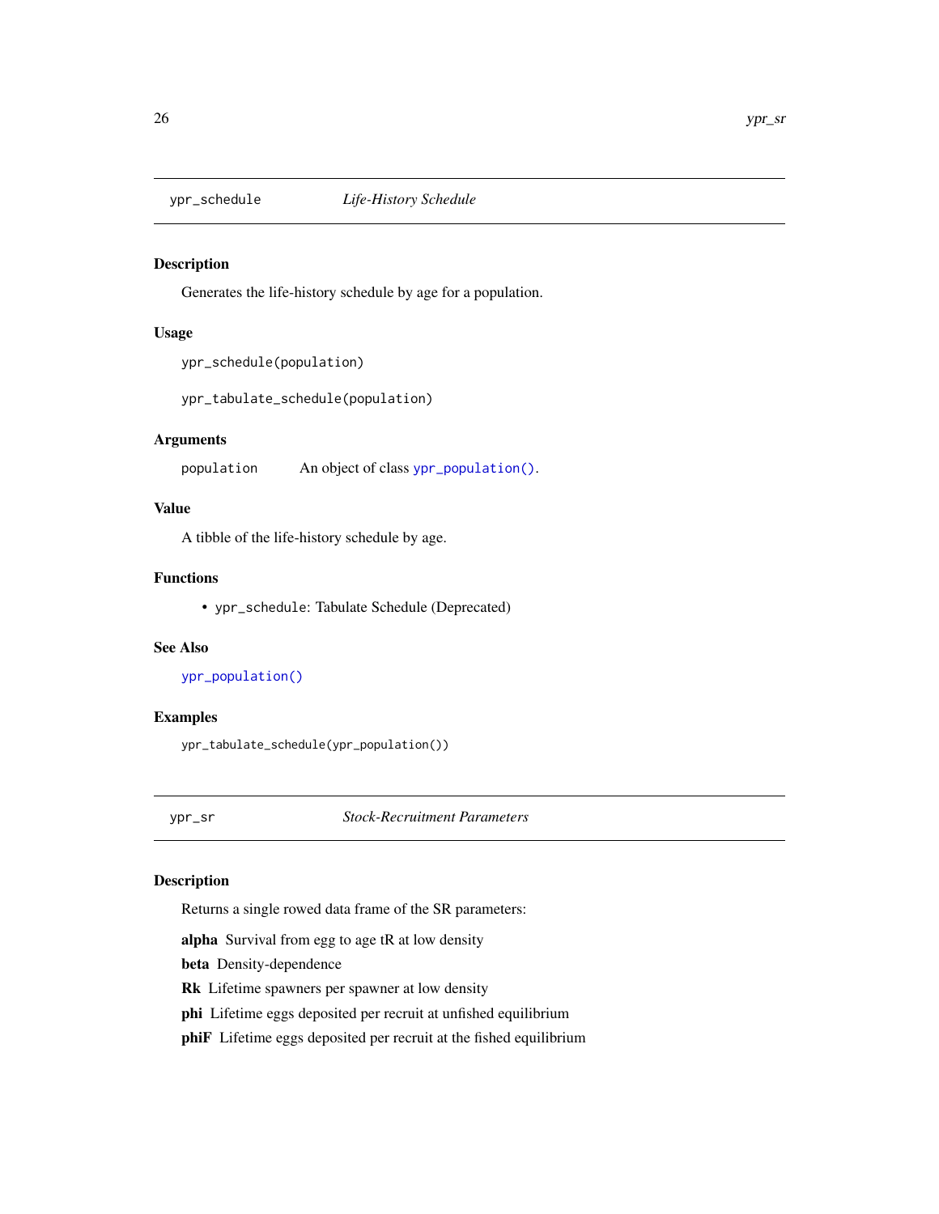## ypr_schedule *Life-History Schedule*

### Description

Generates the life-history schedule by age for a population.

### Usage

```
ypr_schedule(population)

ypr_tabulate_schedule(population)
```

### Arguments

| | |
|---|---|
| population | An object of class `ypr_population()`. |

### Value

A tibble of the life-history schedule by age.

### Functions

- `ypr_schedule`: Tabulate Schedule (Deprecated)

### See Also

`ypr_population()`

### Examples

```
ypr_tabulate_schedule(ypr_population())
```

## ypr_sr *Stock-Recruitment Parameters*

### Description

Returns a single rowed data frame of the SR parameters:

**alpha** Survival from egg to age tR at low density

**beta** Density-dependence

**Rk** Lifetime spawners per spawner at low density

**phi** Lifetime eggs deposited per recruit at unfished equilibrium

**phiF** Lifetime eggs deposited per recruit at the fished equilibrium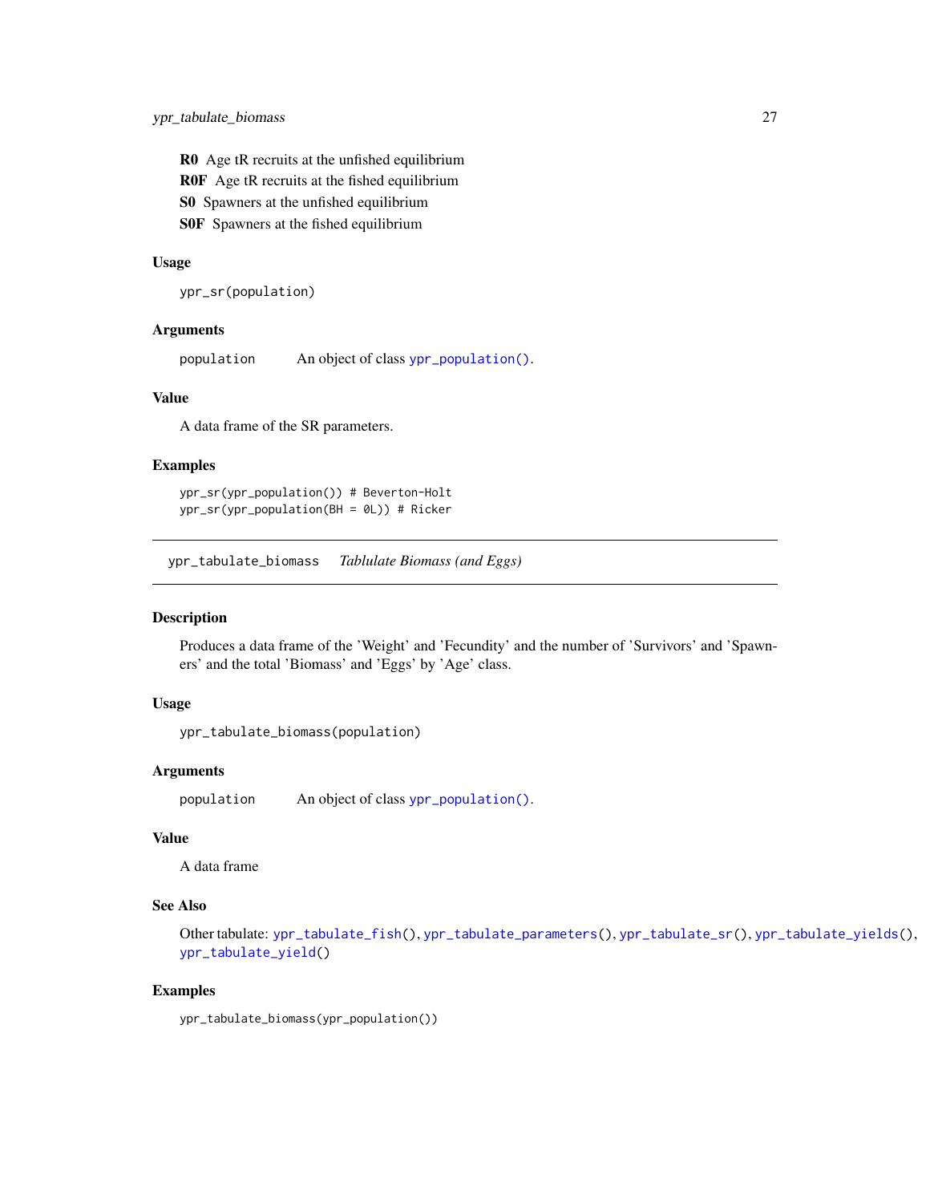**R0** Age tR recruits at the unfished equilibrium

**R0F** Age tR recruits at the fished equilibrium

**S0** Spawners at the unfished equilibrium

**S0F** Spawners at the fished equilibrium

### Usage

```
ypr_sr(population)
```

### Arguments

| | |
|---|---|
| population | An object of class ypr_population(). |

### Value

A data frame of the SR parameters.

### Examples

```
ypr_sr(ypr_population()) # Beverton-Holt
ypr_sr(ypr_population(BH = 0L)) # Ricker
```

---

## ypr_tabulate_biomass *Tablulate Biomass (and Eggs)*

### Description

Produces a data frame of the 'Weight' and 'Fecundity' and the number of 'Survivors' and 'Spawners' and the total 'Biomass' and 'Eggs' by 'Age' class.

### Usage

```
ypr_tabulate_biomass(population)
```

### Arguments

| | |
|---|---|
| population | An object of class ypr_population(). |

### Value

A data frame

### See Also

Other tabulate: ypr_tabulate_fish(), ypr_tabulate_parameters(), ypr_tabulate_sr(), ypr_tabulate_yields(), ypr_tabulate_yield()

### Examples

```
ypr_tabulate_biomass(ypr_population())
```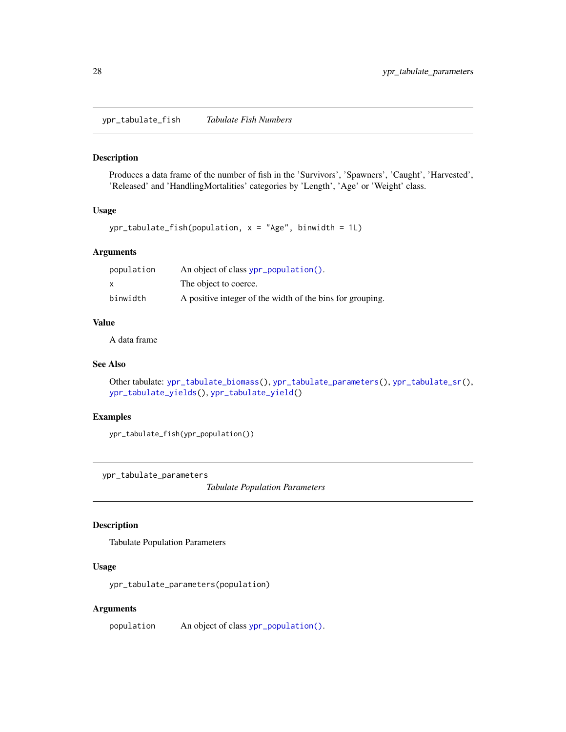## ypr_tabulate_fish — *Tabulate Fish Numbers*

### Description

Produces a data frame of the number of fish in the 'Survivors', 'Spawners', 'Caught', 'Harvested', 'Released' and 'HandlingMortalities' categories by 'Length', 'Age' or 'Weight' class.

### Usage

```
ypr_tabulate_fish(population, x = "Age", binwidth = 1L)
```

### Arguments

| | |
|---|---|
| population | An object of class `ypr_population()`. |
| x | The object to coerce. |
| binwidth | A positive integer of the width of the bins for grouping. |

### Value

A data frame

### See Also

Other tabulate: `ypr_tabulate_biomass()`, `ypr_tabulate_parameters()`, `ypr_tabulate_sr()`, `ypr_tabulate_yields()`, `ypr_tabulate_yield()`

### Examples

```
ypr_tabulate_fish(ypr_population())
```

## ypr_tabulate_parameters — *Tabulate Population Parameters*

### Description

Tabulate Population Parameters

### Usage

```
ypr_tabulate_parameters(population)
```

### Arguments

| | |
|---|---|
| population | An object of class `ypr_population()`. |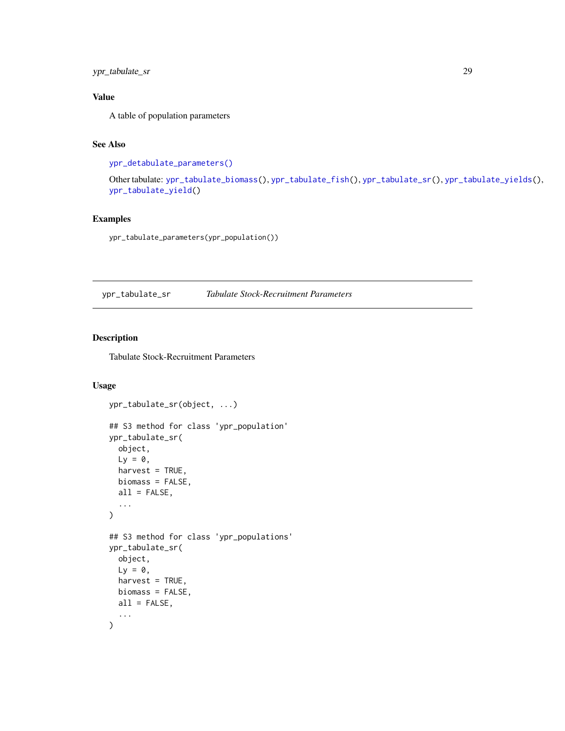## Value

A table of population parameters

## See Also

ypr_detabulate_parameters()

Other tabulate: ypr_tabulate_biomass(), ypr_tabulate_fish(), ypr_tabulate_sr(), ypr_tabulate_yields(), ypr_tabulate_yield()

## Examples

```
ypr_tabulate_parameters(ypr_population())
```

---

# ypr_tabulate_sr — *Tabulate Stock-Recruitment Parameters*

---

## Description

Tabulate Stock-Recruitment Parameters

## Usage

```
ypr_tabulate_sr(object, ...)

## S3 method for class 'ypr_population'
ypr_tabulate_sr(
  object,
  Ly = 0,
  harvest = TRUE,
  biomass = FALSE,
  all = FALSE,
  ...
)

## S3 method for class 'ypr_populations'
ypr_tabulate_sr(
  object,
  Ly = 0,
  harvest = TRUE,
  biomass = FALSE,
  all = FALSE,
  ...
)
```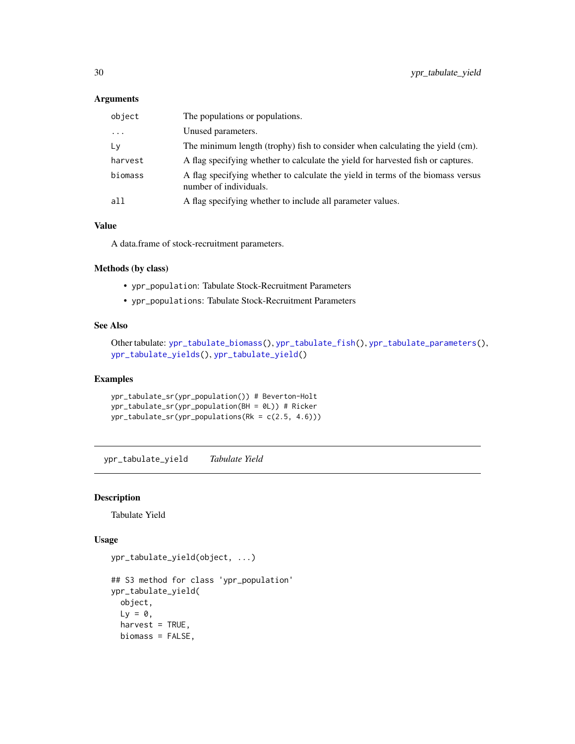### Arguments

| | |
|---|---|
| object | The populations or populations. |
| ... | Unused parameters. |
| Ly | The minimum length (trophy) fish to consider when calculating the yield (cm). |
| harvest | A flag specifying whether to calculate the yield for harvested fish or captures. |
| biomass | A flag specifying whether to calculate the yield in terms of the biomass versus number of individuals. |
| all | A flag specifying whether to include all parameter values. |

### Value

A data.frame of stock-recruitment parameters.

### Methods (by class)

- `ypr_population`: Tabulate Stock-Recruitment Parameters
- `ypr_populations`: Tabulate Stock-Recruitment Parameters

### See Also

Other tabulate: `ypr_tabulate_biomass()`, `ypr_tabulate_fish()`, `ypr_tabulate_parameters()`, `ypr_tabulate_yields()`, `ypr_tabulate_yield()`

### Examples

```
ypr_tabulate_sr(ypr_population()) # Beverton-Holt
ypr_tabulate_sr(ypr_population(BH = 0L)) # Ricker
ypr_tabulate_sr(ypr_populations(Rk = c(2.5, 4.6)))
```

---

## ypr_tabulate_yield    *Tabulate Yield*

### Description

Tabulate Yield

### Usage

```
ypr_tabulate_yield(object, ...)

## S3 method for class 'ypr_population'
ypr_tabulate_yield(
  object,
  Ly = 0,
  harvest = TRUE,
  biomass = FALSE,
```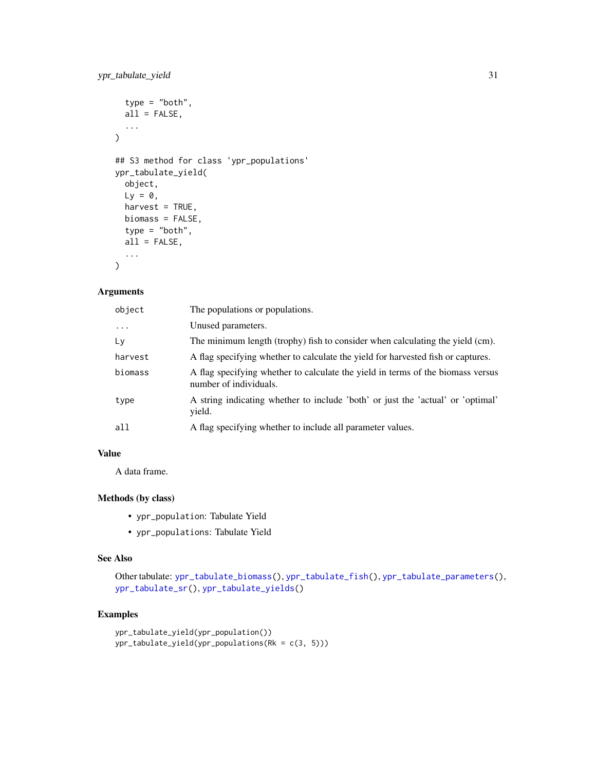```
  type = "both",
  all = FALSE,
  ...
)

## S3 method for class 'ypr_populations'
ypr_tabulate_yield(
  object,
  Ly = 0,
  harvest = TRUE,
  biomass = FALSE,
  type = "both",
  all = FALSE,
  ...
)
```

### Arguments

| | |
|---|---|
| object | The populations or populations. |
| ... | Unused parameters. |
| Ly | The minimum length (trophy) fish to consider when calculating the yield (cm). |
| harvest | A flag specifying whether to calculate the yield for harvested fish or captures. |
| biomass | A flag specifying whether to calculate the yield in terms of the biomass versus number of individuals. |
| type | A string indicating whether to include 'both' or just the 'actual' or 'optimal' yield. |
| all | A flag specifying whether to include all parameter values. |

### Value

A data frame.

### Methods (by class)

- `ypr_population`: Tabulate Yield
- `ypr_populations`: Tabulate Yield

### See Also

Other tabulate: `ypr_tabulate_biomass()`, `ypr_tabulate_fish()`, `ypr_tabulate_parameters()`, `ypr_tabulate_sr()`, `ypr_tabulate_yields()`

### Examples

```
ypr_tabulate_yield(ypr_population())
ypr_tabulate_yield(ypr_populations(Rk = c(3, 5)))
```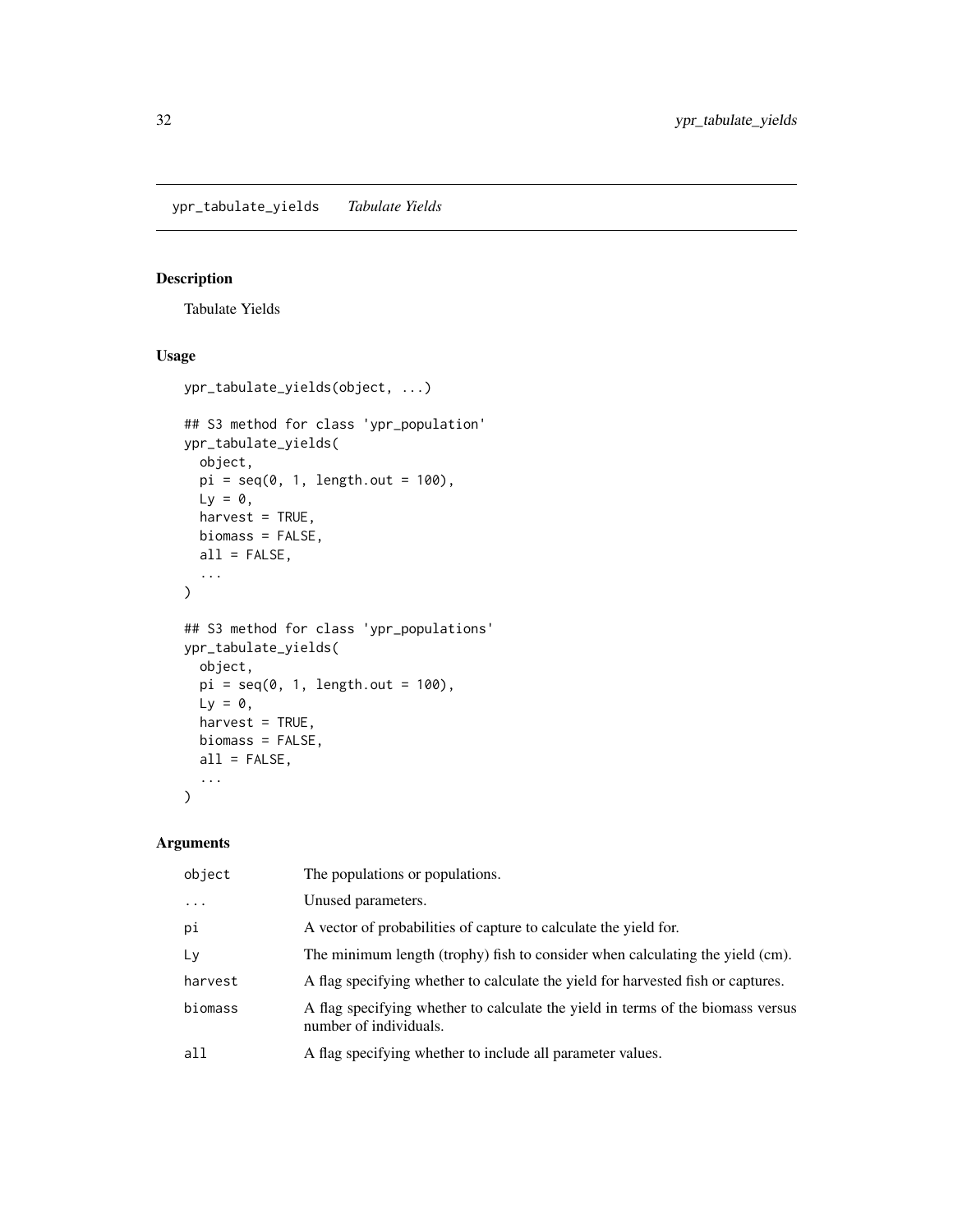## ypr_tabulate_yields *Tabulate Yields*

### Description

Tabulate Yields

### Usage

```
ypr_tabulate_yields(object, ...)

## S3 method for class 'ypr_population'
ypr_tabulate_yields(
  object,
  pi = seq(0, 1, length.out = 100),
  Ly = 0,
  harvest = TRUE,
  biomass = FALSE,
  all = FALSE,
  ...
)

## S3 method for class 'ypr_populations'
ypr_tabulate_yields(
  object,
  pi = seq(0, 1, length.out = 100),
  Ly = 0,
  harvest = TRUE,
  biomass = FALSE,
  all = FALSE,
  ...
)
```

### Arguments

| | |
|---|---|
| object | The populations or populations. |
| ... | Unused parameters. |
| pi | A vector of probabilities of capture to calculate the yield for. |
| Ly | The minimum length (trophy) fish to consider when calculating the yield (cm). |
| harvest | A flag specifying whether to calculate the yield for harvested fish or captures. |
| biomass | A flag specifying whether to calculate the yield in terms of the biomass versus number of individuals. |
| all | A flag specifying whether to include all parameter values. |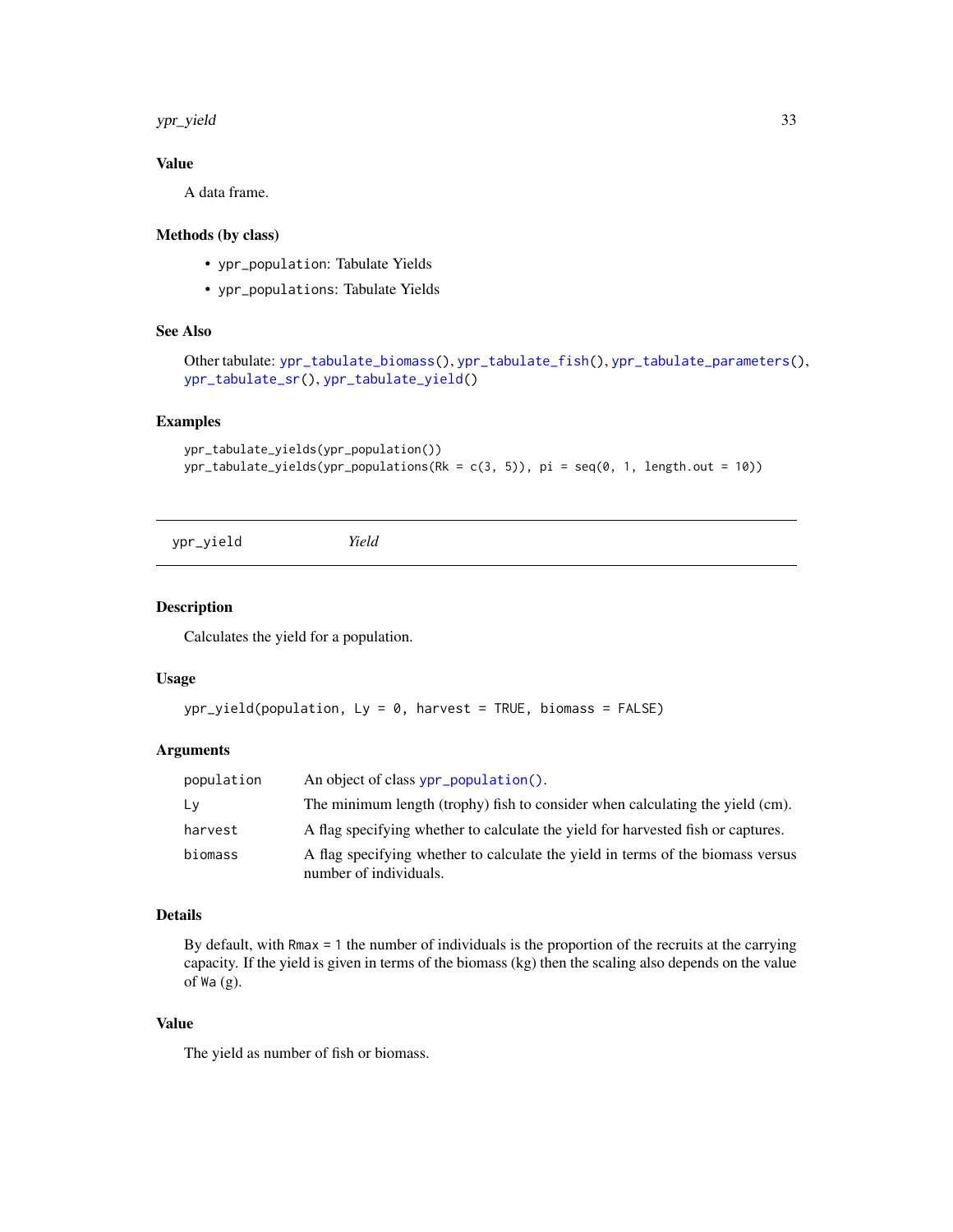### Value

A data frame.

### Methods (by class)

- `ypr_population`: Tabulate Yields
- `ypr_populations`: Tabulate Yields

### See Also

Other tabulate: `ypr_tabulate_biomass()`, `ypr_tabulate_fish()`, `ypr_tabulate_parameters()`, `ypr_tabulate_sr()`, `ypr_tabulate_yield()`

### Examples

```
ypr_tabulate_yields(ypr_population())
ypr_tabulate_yields(ypr_populations(Rk = c(3, 5)), pi = seq(0, 1, length.out = 10))
```

---

## ypr_yield *Yield*

### Description

Calculates the yield for a population.

### Usage

```
ypr_yield(population, Ly = 0, harvest = TRUE, biomass = FALSE)
```

### Arguments

| | |
|---|---|
| population | An object of class `ypr_population()`. |
| Ly | The minimum length (trophy) fish to consider when calculating the yield (cm). |
| harvest | A flag specifying whether to calculate the yield for harvested fish or captures. |
| biomass | A flag specifying whether to calculate the yield in terms of the biomass versus number of individuals. |

### Details

By default, with `Rmax = 1` the number of individuals is the proportion of the recruits at the carrying capacity. If the yield is given in terms of the biomass (kg) then the scaling also depends on the value of `Wa` (g).

### Value

The yield as number of fish or biomass.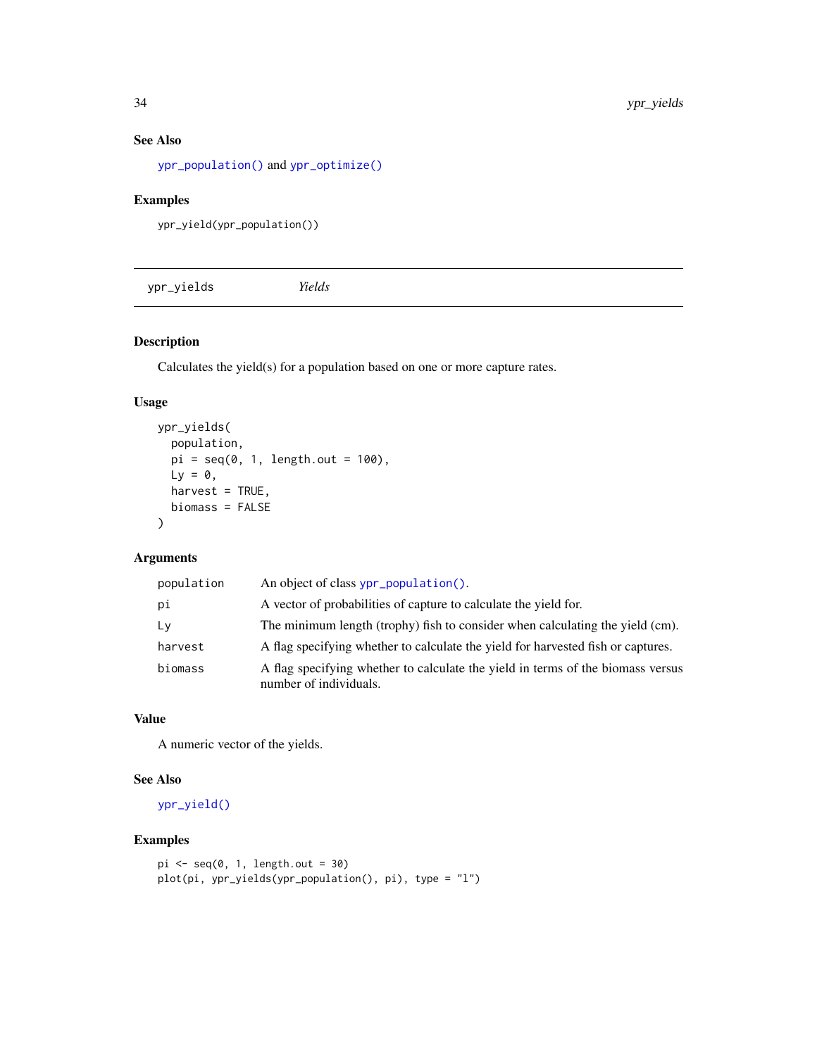### See Also

`ypr_population()` and `ypr_optimize()`

### Examples

```
ypr_yield(ypr_population())
```

---

## ypr_yields *Yields*

---

### Description

Calculates the yield(s) for a population based on one or more capture rates.

### Usage

```
ypr_yields(
  population,
  pi = seq(0, 1, length.out = 100),
  Ly = 0,
  harvest = TRUE,
  biomass = FALSE
)
```

### Arguments

| | |
|---|---|
| population | An object of class `ypr_population()`. |
| pi | A vector of probabilities of capture to calculate the yield for. |
| Ly | The minimum length (trophy) fish to consider when calculating the yield (cm). |
| harvest | A flag specifying whether to calculate the yield for harvested fish or captures. |
| biomass | A flag specifying whether to calculate the yield in terms of the biomass versus number of individuals. |

### Value

A numeric vector of the yields.

### See Also

`ypr_yield()`

### Examples

```
pi <- seq(0, 1, length.out = 30)
plot(pi, ypr_yields(ypr_population(), pi), type = "l")
```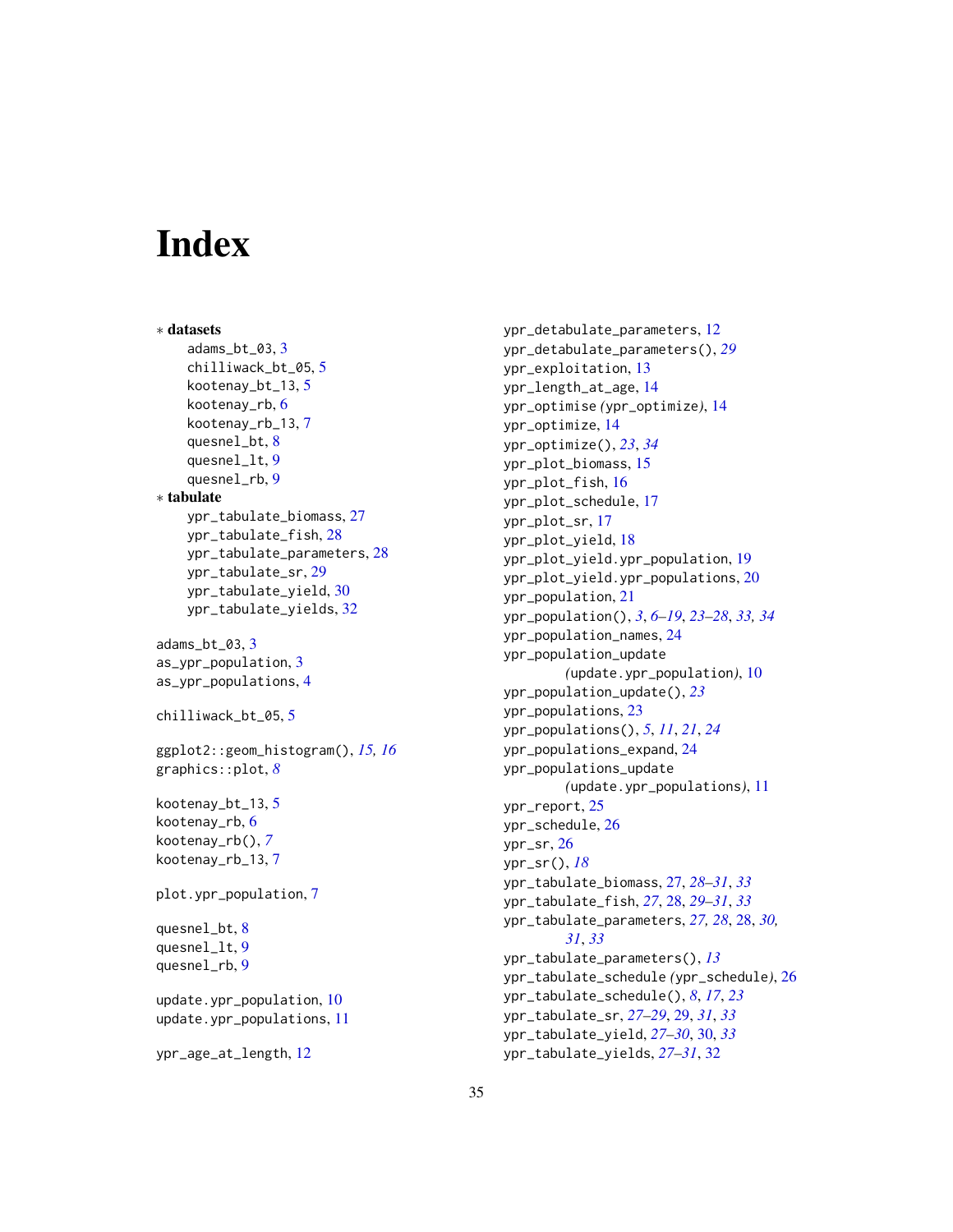# Index

* **datasets**
    - adams_bt_03, 3
    - chilliwack_bt_05, 5
    - kootenay_bt_13, 5
    - kootenay_rb, 6
    - kootenay_rb_13, 7
    - quesnel_bt, 8
    - quesnel_lt, 9
    - quesnel_rb, 9
* **tabulate**
    - ypr_tabulate_biomass, 27
    - ypr_tabulate_fish, 28
    - ypr_tabulate_parameters, 28
    - ypr_tabulate_sr, 29
    - ypr_tabulate_yield, 30
    - ypr_tabulate_yields, 32

adams_bt_03, 3
as_ypr_population, 3
as_ypr_populations, 4

chilliwack_bt_05, 5

ggplot2::geom_histogram(), *15, 16*
graphics::plot, *8*

kootenay_bt_13, 5
kootenay_rb, 6
kootenay_rb(), *7*
kootenay_rb_13, 7

plot.ypr_population, 7

quesnel_bt, 8
quesnel_lt, 9
quesnel_rb, 9

update.ypr_population, 10
update.ypr_populations, 11

ypr_age_at_length, 12
ypr_detabulate_parameters, 12
ypr_detabulate_parameters(), *29*
ypr_exploitation, 13
ypr_length_at_age, 14
ypr_optimise *(ypr_optimize)*, 14
ypr_optimize, 14
ypr_optimize(), *23*, *34*
ypr_plot_biomass, 15
ypr_plot_fish, 16
ypr_plot_schedule, 17
ypr_plot_sr, 17
ypr_plot_yield, 18
ypr_plot_yield.ypr_population, 19
ypr_plot_yield.ypr_populations, 20
ypr_population, 21
ypr_population(), *3*, *6–19*, *23–28*, *33, 34*
ypr_population_names, 24
ypr_population_update *(update.ypr_population)*, 10
ypr_population_update(), *23*
ypr_populations, 23
ypr_populations(), *5*, *11*, *21*, *24*
ypr_populations_expand, 24
ypr_populations_update *(update.ypr_populations)*, 11
ypr_report, 25
ypr_schedule, 26
ypr_sr, 26
ypr_sr(), *18*
ypr_tabulate_biomass, 27, *28–31*, *33*
ypr_tabulate_fish, *27*, 28, *29–31*, *33*
ypr_tabulate_parameters, *27, 28*, 28, *30, 31*, *33*
ypr_tabulate_parameters(), *13*
ypr_tabulate_schedule *(ypr_schedule)*, 26
ypr_tabulate_schedule(), *8*, *17*, *23*
ypr_tabulate_sr, *27–29*, 29, *31*, *33*
ypr_tabulate_yield, *27–30*, 30, *33*
ypr_tabulate_yields, *27–31*, 32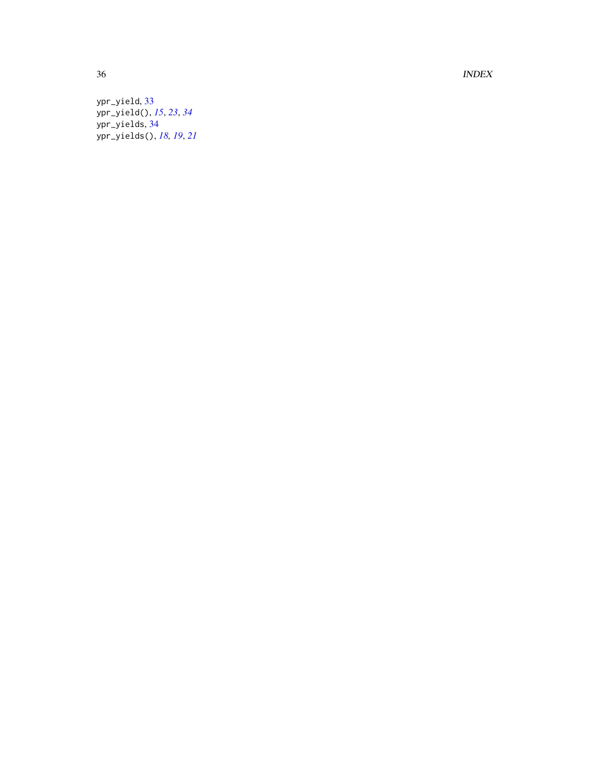ypr_yield, 33
ypr_yield(), *15*, *23*, *34*
ypr_yields, 34
ypr_yields(), *18, 19*, *21*